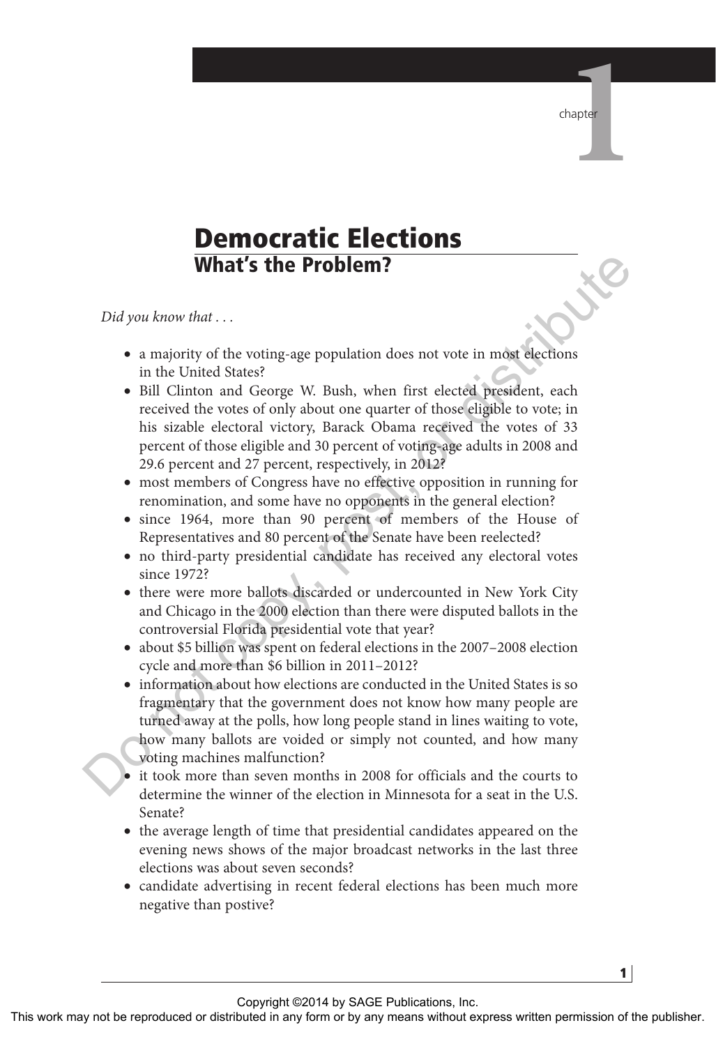chapter 1

# Democratic Elections

## What's the Problem?

*Did you know that . . .*

- a majority of the voting-age population does not vote in most elections in the United States?
- Bill Clinton and George W. Bush, when first elected president, each received the votes of only about one quarter of those eligible to vote; in his sizable electoral victory, Barack Obama received the votes of 33 percent of those eligible and 30 percent of voting-age adults in 2008 and 29.6 percent and 27 percent, respectively, in 2012?
- most members of Congress have no effective opposition in running for renomination, and some have no opponents in the general election?
- since 1964, more than 90 percent of members of the House of Representatives and 80 percent of the Senate have been reelected?
- no third-party presidential candidate has received any electoral votes since 1972?
- there were more ballots discarded or undercounted in New York City and Chicago in the 2000 election than there were disputed ballots in the controversial Florida presidential vote that year?
- about $5 billion was spent on federal elections in the 2007–2008 election cycle and more than $6 billion in 2011–2012?
- information about how elections are conducted in the United States is so fragmentary that the government does not know how many people are turned away at the polls, how long people stand in lines waiting to vote, how many ballots are voided or simply not counted, and how many voting machines malfunction?
- it took more than seven months in 2008 for officials and the courts to determine the winner of the election in Minnesota for a seat in the U.S. Senate?
- the average length of time that presidential candidates appeared on the evening news shows of the major broadcast networks in the last three elections was about seven seconds?
- candidate advertising in recent federal elections has been much more negative than postive?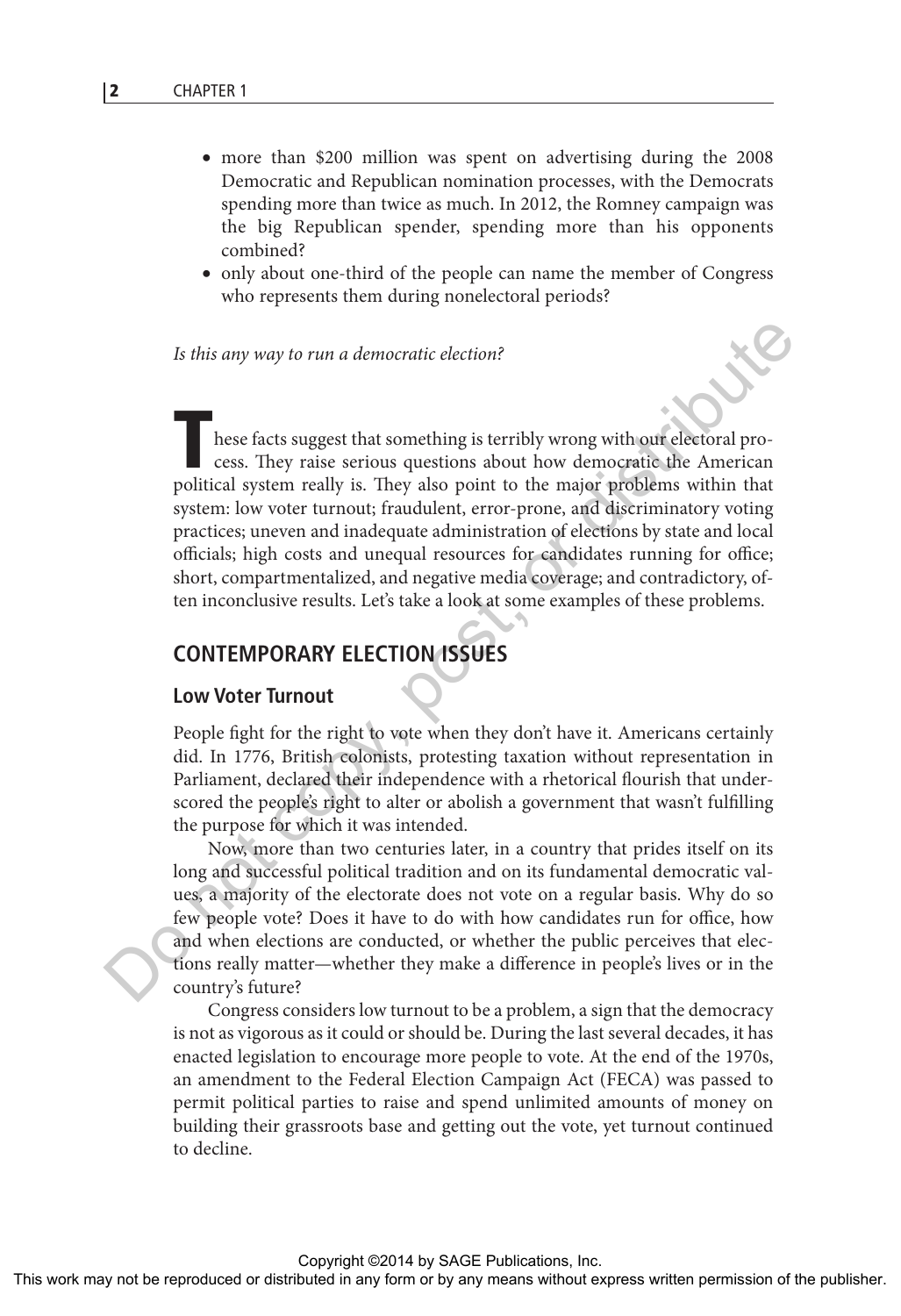- more than $200 million was spent on advertising during the 2008 Democratic and Republican nomination processes, with the Democrats spending more than twice as much. In 2012, the Romney campaign was the big Republican spender, spending more than his opponents combined?
- only about one-third of the people can name the member of Congress who represents them during nonelectoral periods?

*Is this any way to run a democratic election?*

These facts suggest that something is terribly wrong with our electoral process. They raise serious questions about how democratic the American political system really is. They also point to the major problems within that system: low voter turnout; fraudulent, error-prone, and discriminatory voting practices; uneven and inadequate administration of elections by state and local officials; high costs and unequal resources for candidates running for office; short, compartmentalized, and negative media coverage; and contradictory, often inconclusive results. Let's take a look at some examples of these problems.

## CONTEMPORARY ELECTION ISSUES

### Low Voter Turnout

People fight for the right to vote when they don't have it. Americans certainly did. In 1776, British colonists, protesting taxation without representation in Parliament, declared their independence with a rhetorical flourish that underscored the people's right to alter or abolish a government that wasn't fulfilling the purpose for which it was intended.

Now, more than two centuries later, in a country that prides itself on its long and successful political tradition and on its fundamental democratic values, a majority of the electorate does not vote on a regular basis. Why do so few people vote? Does it have to do with how candidates run for office, how and when elections are conducted, or whether the public perceives that elections really matter—whether they make a difference in people's lives or in the country's future?

Congress considers low turnout to be a problem, a sign that the democracy is not as vigorous as it could or should be. During the last several decades, it has enacted legislation to encourage more people to vote. At the end of the 1970s, an amendment to the Federal Election Campaign Act (FECA) was passed to permit political parties to raise and spend unlimited amounts of money on building their grassroots base and getting out the vote, yet turnout continued to decline.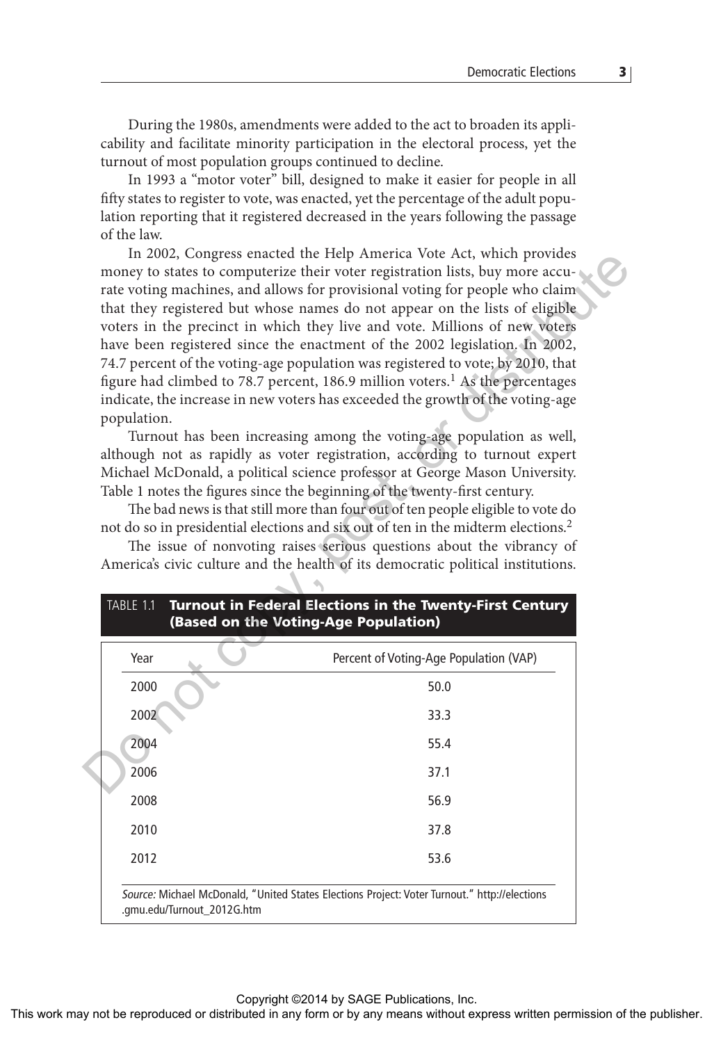During the 1980s, amendments were added to the act to broaden its applicability and facilitate minority participation in the electoral process, yet the turnout of most population groups continued to decline.

In 1993 a "motor voter" bill, designed to make it easier for people in all fifty states to register to vote, was enacted, yet the percentage of the adult population reporting that it registered decreased in the years following the passage of the law.

In 2002, Congress enacted the Help America Vote Act, which provides money to states to computerize their voter registration lists, buy more accurate voting machines, and allows for provisional voting for people who claim that they registered but whose names do not appear on the lists of eligible voters in the precinct in which they live and vote. Millions of new voters have been registered since the enactment of the 2002 legislation. In 2002, 74.7 percent of the voting-age population was registered to vote; by 2010, that figure had climbed to 78.7 percent, 186.9 million voters.[1] As the percentages indicate, the increase in new voters has exceeded the growth of the voting-age population.

Turnout has been increasing among the voting-age population as well, although not as rapidly as voter registration, according to turnout expert Michael McDonald, a political science professor at George Mason University. Table 1 notes the figures since the beginning of the twenty-first century.

The bad news is that still more than four out of ten people eligible to vote do not do so in presidential elections and six out of ten in the midterm elections.[2]

The issue of nonvoting raises serious questions about the vibrancy of America's civic culture and the health of its democratic political institutions.

TABLE 1.1 **Turnout in Federal Elections in the Twenty-First Century (Based on the Voting-Age Population)**

| Year | Percent of Voting-Age Population (VAP) |
|---|---|
| 2000 | 50.0 |
| 2002 | 33.3 |
| 2004 | 55.4 |
| 2006 | 37.1 |
| 2008 | 56.9 |
| 2010 | 37.8 |
| 2012 | 53.6 |

*Source:* Michael McDonald, "United States Elections Project: Voter Turnout." http://elections.gmu.edu/Turnout_2012G.htm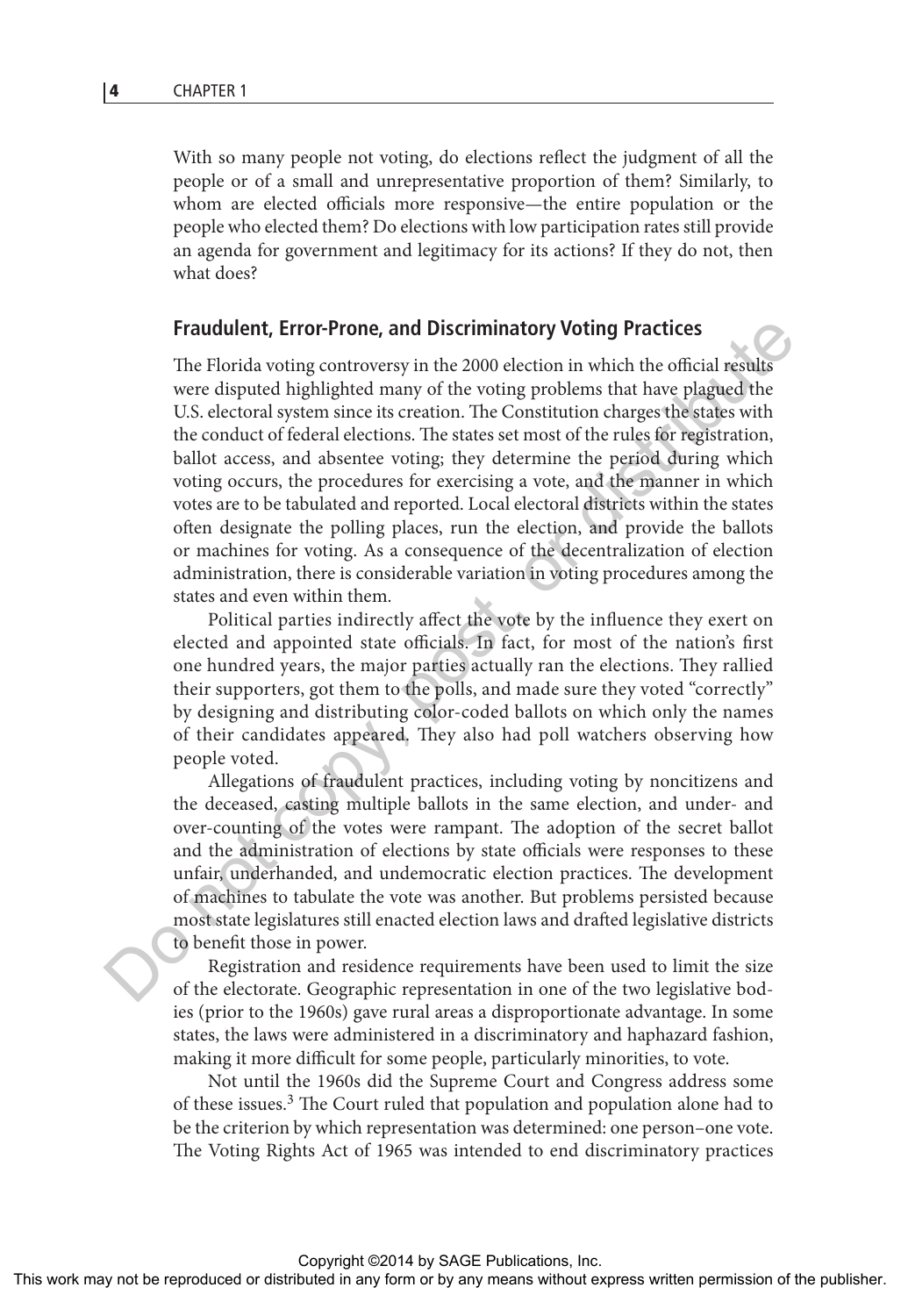With so many people not voting, do elections reflect the judgment of all the people or of a small and unrepresentative proportion of them? Similarly, to whom are elected officials more responsive—the entire population or the people who elected them? Do elections with low participation rates still provide an agenda for government and legitimacy for its actions? If they do not, then what does?

## Fraudulent, Error-Prone, and Discriminatory Voting Practices

The Florida voting controversy in the 2000 election in which the official results were disputed highlighted many of the voting problems that have plagued the U.S. electoral system since its creation. The Constitution charges the states with the conduct of federal elections. The states set most of the rules for registration, ballot access, and absentee voting; they determine the period during which voting occurs, the procedures for exercising a vote, and the manner in which votes are to be tabulated and reported. Local electoral districts within the states often designate the polling places, run the election, and provide the ballots or machines for voting. As a consequence of the decentralization of election administration, there is considerable variation in voting procedures among the states and even within them.

Political parties indirectly affect the vote by the influence they exert on elected and appointed state officials. In fact, for most of the nation's first one hundred years, the major parties actually ran the elections. They rallied their supporters, got them to the polls, and made sure they voted "correctly" by designing and distributing color-coded ballots on which only the names of their candidates appeared. They also had poll watchers observing how people voted.

Allegations of fraudulent practices, including voting by noncitizens and the deceased, casting multiple ballots in the same election, and under- and over-counting of the votes were rampant. The adoption of the secret ballot and the administration of elections by state officials were responses to these unfair, underhanded, and undemocratic election practices. The development of machines to tabulate the vote was another. But problems persisted because most state legislatures still enacted election laws and drafted legislative districts to benefit those in power.

Registration and residence requirements have been used to limit the size of the electorate. Geographic representation in one of the two legislative bodies (prior to the 1960s) gave rural areas a disproportionate advantage. In some states, the laws were administered in a discriminatory and haphazard fashion, making it more difficult for some people, particularly minorities, to vote.

Not until the 1960s did the Supreme Court and Congress address some of these issues.[3] The Court ruled that population and population alone had to be the criterion by which representation was determined: one person–one vote. The Voting Rights Act of 1965 was intended to end discriminatory practices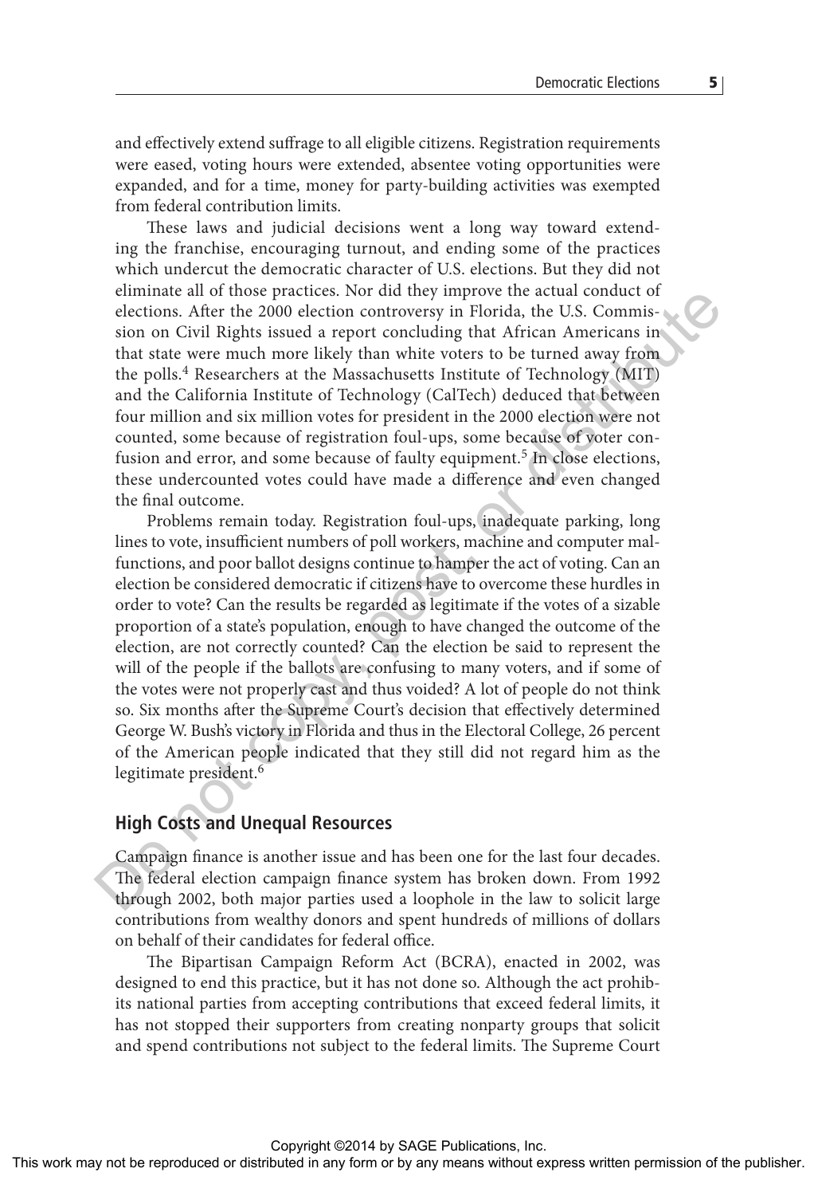and effectively extend suffrage to all eligible citizens. Registration requirements were eased, voting hours were extended, absentee voting opportunities were expanded, and for a time, money for party-building activities was exempted from federal contribution limits.

These laws and judicial decisions went a long way toward extending the franchise, encouraging turnout, and ending some of the practices which undercut the democratic character of U.S. elections. But they did not eliminate all of those practices. Nor did they improve the actual conduct of elections. After the 2000 election controversy in Florida, the U.S. Commission on Civil Rights issued a report concluding that African Americans in that state were much more likely than white voters to be turned away from the polls.[4] Researchers at the Massachusetts Institute of Technology (MIT) and the California Institute of Technology (CalTech) deduced that between four million and six million votes for president in the 2000 election were not counted, some because of registration foul-ups, some because of voter confusion and error, and some because of faulty equipment.[5] In close elections, these undercounted votes could have made a difference and even changed the final outcome.

Problems remain today. Registration foul-ups, inadequate parking, long lines to vote, insufficient numbers of poll workers, machine and computer malfunctions, and poor ballot designs continue to hamper the act of voting. Can an election be considered democratic if citizens have to overcome these hurdles in order to vote? Can the results be regarded as legitimate if the votes of a sizable proportion of a state's population, enough to have changed the outcome of the election, are not correctly counted? Can the election be said to represent the will of the people if the ballots are confusing to many voters, and if some of the votes were not properly cast and thus voided? A lot of people do not think so. Six months after the Supreme Court's decision that effectively determined George W. Bush's victory in Florida and thus in the Electoral College, 26 percent of the American people indicated that they still did not regard him as the legitimate president.[6]

## High Costs and Unequal Resources

Campaign finance is another issue and has been one for the last four decades. The federal election campaign finance system has broken down. From 1992 through 2002, both major parties used a loophole in the law to solicit large contributions from wealthy donors and spent hundreds of millions of dollars on behalf of their candidates for federal office.

The Bipartisan Campaign Reform Act (BCRA), enacted in 2002, was designed to end this practice, but it has not done so. Although the act prohibits national parties from accepting contributions that exceed federal limits, it has not stopped their supporters from creating nonparty groups that solicit and spend contributions not subject to the federal limits. The Supreme Court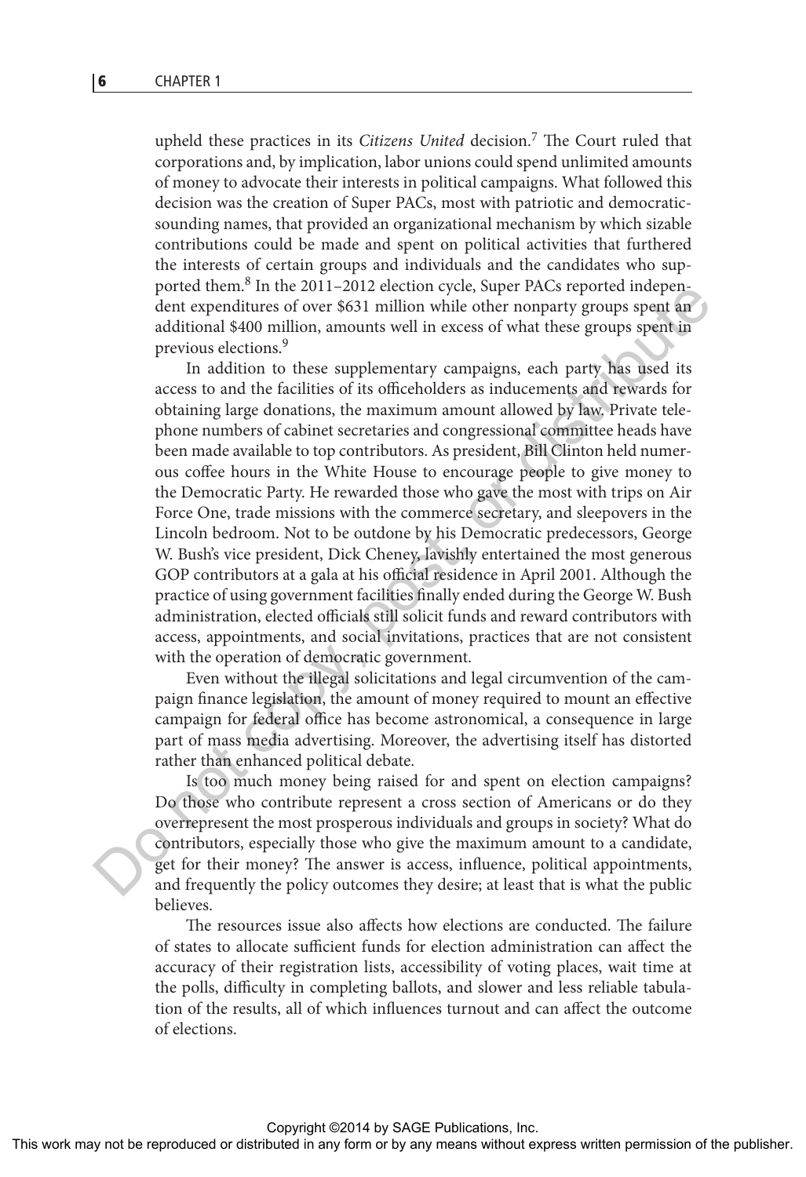upheld these practices in its *Citizens United* decision.[7] The Court ruled that corporations and, by implication, labor unions could spend unlimited amounts of money to advocate their interests in political campaigns. What followed this decision was the creation of Super PACs, most with patriotic and democratic-sounding names, that provided an organizational mechanism by which sizable contributions could be made and spent on political activities that furthered the interests of certain groups and individuals and the candidates who supported them.[8] In the 2011–2012 election cycle, Super PACs reported independent expenditures of over $631 million while other nonparty groups spent an additional $400 million, amounts well in excess of what these groups spent in previous elections.[9]

In addition to these supplementary campaigns, each party has used its access to and the facilities of its officeholders as inducements and rewards for obtaining large donations, the maximum amount allowed by law. Private telephone numbers of cabinet secretaries and congressional committee heads have been made available to top contributors. As president, Bill Clinton held numerous coffee hours in the White House to encourage people to give money to the Democratic Party. He rewarded those who gave the most with trips on Air Force One, trade missions with the commerce secretary, and sleepovers in the Lincoln bedroom. Not to be outdone by his Democratic predecessors, George W. Bush's vice president, Dick Cheney, lavishly entertained the most generous GOP contributors at a gala at his official residence in April 2001. Although the practice of using government facilities finally ended during the George W. Bush administration, elected officials still solicit funds and reward contributors with access, appointments, and social invitations, practices that are not consistent with the operation of democratic government.

Even without the illegal solicitations and legal circumvention of the campaign finance legislation, the amount of money required to mount an effective campaign for federal office has become astronomical, a consequence in large part of mass media advertising. Moreover, the advertising itself has distorted rather than enhanced political debate.

Is too much money being raised for and spent on election campaigns? Do those who contribute represent a cross section of Americans or do they overrepresent the most prosperous individuals and groups in society? What do contributors, especially those who give the maximum amount to a candidate, get for their money? The answer is access, influence, political appointments, and frequently the policy outcomes they desire; at least that is what the public believes.

The resources issue also affects how elections are conducted. The failure of states to allocate sufficient funds for election administration can affect the accuracy of their registration lists, accessibility of voting places, wait time at the polls, difficulty in completing ballots, and slower and less reliable tabulation of the results, all of which influences turnout and can affect the outcome of elections.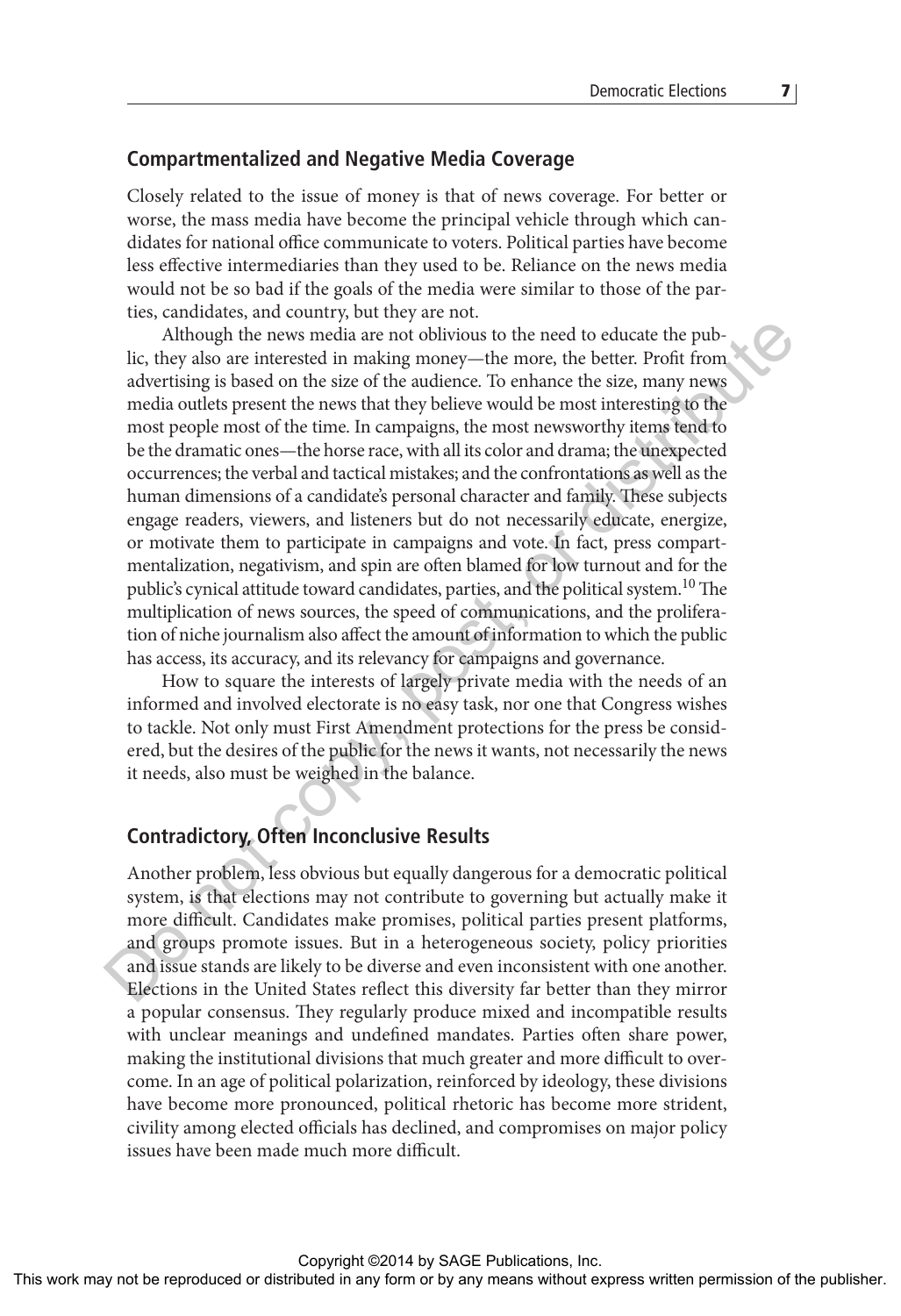## Compartmentalized and Negative Media Coverage

Closely related to the issue of money is that of news coverage. For better or worse, the mass media have become the principal vehicle through which candidates for national office communicate to voters. Political parties have become less effective intermediaries than they used to be. Reliance on the news media would not be so bad if the goals of the media were similar to those of the parties, candidates, and country, but they are not.

Although the news media are not oblivious to the need to educate the public, they also are interested in making money—the more, the better. Profit from advertising is based on the size of the audience. To enhance the size, many news media outlets present the news that they believe would be most interesting to the most people most of the time. In campaigns, the most newsworthy items tend to be the dramatic ones—the horse race, with all its color and drama; the unexpected occurrences; the verbal and tactical mistakes; and the confrontations as well as the human dimensions of a candidate's personal character and family. These subjects engage readers, viewers, and listeners but do not necessarily educate, energize, or motivate them to participate in campaigns and vote. In fact, press compartmentalization, negativism, and spin are often blamed for low turnout and for the public's cynical attitude toward candidates, parties, and the political system.[10] The multiplication of news sources, the speed of communications, and the proliferation of niche journalism also affect the amount of information to which the public has access, its accuracy, and its relevancy for campaigns and governance.

How to square the interests of largely private media with the needs of an informed and involved electorate is no easy task, nor one that Congress wishes to tackle. Not only must First Amendment protections for the press be considered, but the desires of the public for the news it wants, not necessarily the news it needs, also must be weighed in the balance.

## Contradictory, Often Inconclusive Results

Another problem, less obvious but equally dangerous for a democratic political system, is that elections may not contribute to governing but actually make it more difficult. Candidates make promises, political parties present platforms, and groups promote issues. But in a heterogeneous society, policy priorities and issue stands are likely to be diverse and even inconsistent with one another. Elections in the United States reflect this diversity far better than they mirror a popular consensus. They regularly produce mixed and incompatible results with unclear meanings and undefined mandates. Parties often share power, making the institutional divisions that much greater and more difficult to overcome. In an age of political polarization, reinforced by ideology, these divisions have become more pronounced, political rhetoric has become more strident, civility among elected officials has declined, and compromises on major policy issues have been made much more difficult.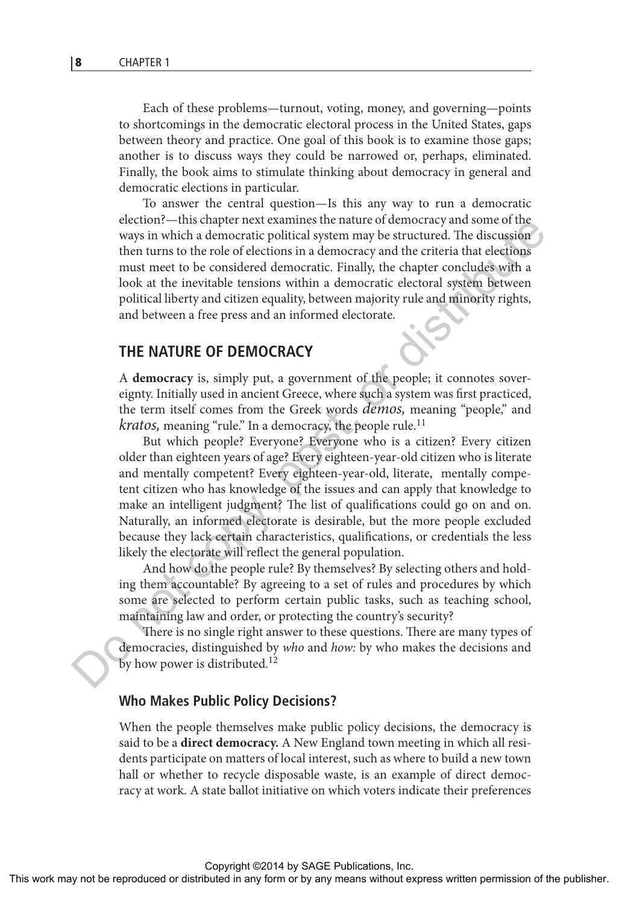Each of these problems—turnout, voting, money, and governing—points to shortcomings in the democratic electoral process in the United States, gaps between theory and practice. One goal of this book is to examine those gaps; another is to discuss ways they could be narrowed or, perhaps, eliminated. Finally, the book aims to stimulate thinking about democracy in general and democratic elections in particular.

To answer the central question—Is this any way to run a democratic election?—this chapter next examines the nature of democracy and some of the ways in which a democratic political system may be structured. The discussion then turns to the role of elections in a democracy and the criteria that elections must meet to be considered democratic. Finally, the chapter concludes with a look at the inevitable tensions within a democratic electoral system between political liberty and citizen equality, between majority rule and minority rights, and between a free press and an informed electorate.

## THE NATURE OF DEMOCRACY

A **democracy** is, simply put, a government of the people; it connotes sovereignty. Initially used in ancient Greece, where such a system was first practiced, the term itself comes from the Greek words *demos,* meaning "people," and *kratos,* meaning "rule." In a democracy, the people rule.[11]

But which people? Everyone? Everyone who is a citizen? Every citizen older than eighteen years of age? Every eighteen-year-old citizen who is literate and mentally competent? Every eighteen-year-old, literate, mentally competent citizen who has knowledge of the issues and can apply that knowledge to make an intelligent judgment? The list of qualifications could go on and on. Naturally, an informed electorate is desirable, but the more people excluded because they lack certain characteristics, qualifications, or credentials the less likely the electorate will reflect the general population.

And how do the people rule? By themselves? By selecting others and holding them accountable? By agreeing to a set of rules and procedures by which some are selected to perform certain public tasks, such as teaching school, maintaining law and order, or protecting the country's security?

There is no single right answer to these questions. There are many types of democracies, distinguished by *who* and *how:* by who makes the decisions and by how power is distributed.[12]

### Who Makes Public Policy Decisions?

When the people themselves make public policy decisions, the democracy is said to be a **direct democracy.** A New England town meeting in which all residents participate on matters of local interest, such as where to build a new town hall or whether to recycle disposable waste, is an example of direct democracy at work. A state ballot initiative on which voters indicate their preferences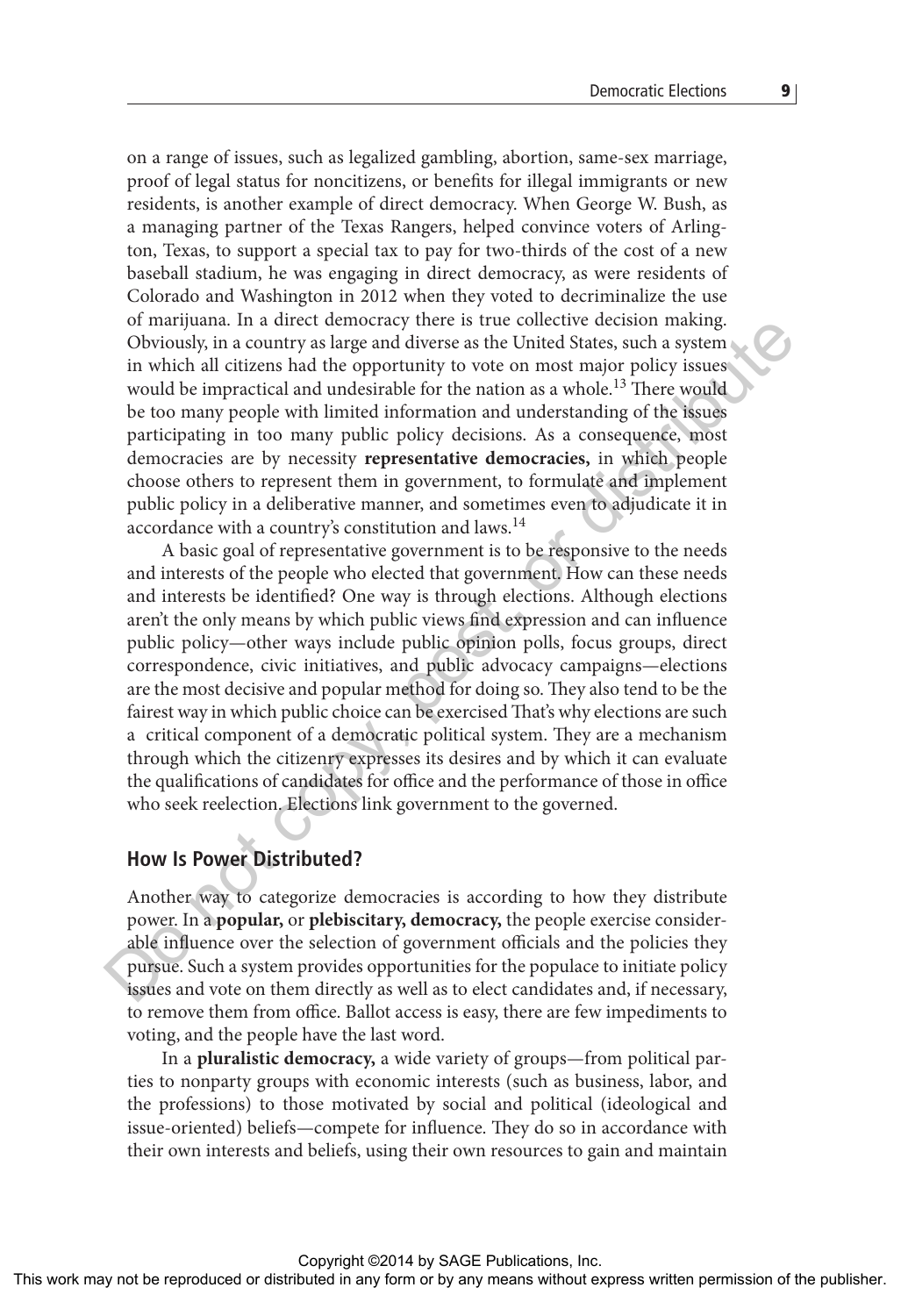on a range of issues, such as legalized gambling, abortion, same-sex marriage, proof of legal status for noncitizens, or benefits for illegal immigrants or new residents, is another example of direct democracy. When George W. Bush, as a managing partner of the Texas Rangers, helped convince voters of Arlington, Texas, to support a special tax to pay for two-thirds of the cost of a new baseball stadium, he was engaging in direct democracy, as were residents of Colorado and Washington in 2012 when they voted to decriminalize the use of marijuana. In a direct democracy there is true collective decision making. Obviously, in a country as large and diverse as the United States, such a system in which all citizens had the opportunity to vote on most major policy issues would be impractical and undesirable for the nation as a whole.[13] There would be too many people with limited information and understanding of the issues participating in too many public policy decisions. As a consequence, most democracies are by necessity **representative democracies,** in which people choose others to represent them in government, to formulate and implement public policy in a deliberative manner, and sometimes even to adjudicate it in accordance with a country's constitution and laws.[14]

A basic goal of representative government is to be responsive to the needs and interests of the people who elected that government. How can these needs and interests be identified? One way is through elections. Although elections aren't the only means by which public views find expression and can influence public policy—other ways include public opinion polls, focus groups, direct correspondence, civic initiatives, and public advocacy campaigns—elections are the most decisive and popular method for doing so. They also tend to be the fairest way in which public choice can be exercised That's why elections are such a critical component of a democratic political system. They are a mechanism through which the citizenry expresses its desires and by which it can evaluate the qualifications of candidates for office and the performance of those in office who seek reelection. Elections link government to the governed.

## How Is Power Distributed?

Another way to categorize democracies is according to how they distribute power. In a **popular,** or **plebiscitary, democracy,** the people exercise considerable influence over the selection of government officials and the policies they pursue. Such a system provides opportunities for the populace to initiate policy issues and vote on them directly as well as to elect candidates and, if necessary, to remove them from office. Ballot access is easy, there are few impediments to voting, and the people have the last word.

In a **pluralistic democracy,** a wide variety of groups—from political parties to nonparty groups with economic interests (such as business, labor, and the professions) to those motivated by social and political (ideological and issue-oriented) beliefs—compete for influence. They do so in accordance with their own interests and beliefs, using their own resources to gain and maintain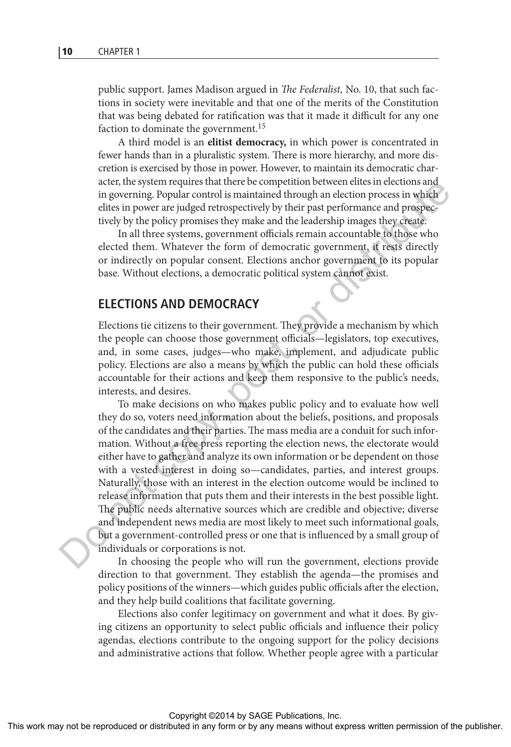public support. James Madison argued in *The Federalist,* No. 10, that such factions in society were inevitable and that one of the merits of the Constitution that was being debated for ratification was that it made it difficult for any one faction to dominate the government.[15]

A third model is an **elitist democracy,** in which power is concentrated in fewer hands than in a pluralistic system. There is more hierarchy, and more discretion is exercised by those in power. However, to maintain its democratic character, the system requires that there be competition between elites in elections and in governing. Popular control is maintained through an election process in which elites in power are judged retrospectively by their past performance and prospectively by the policy promises they make and the leadership images they create.

In all three systems, government officials remain accountable to those who elected them. Whatever the form of democratic government, it rests directly or indirectly on popular consent. Elections anchor government to its popular base. Without elections, a democratic political system cannot exist.

## ELECTIONS AND DEMOCRACY

Elections tie citizens to their government. They provide a mechanism by which the people can choose those government officials—legislators, top executives, and, in some cases, judges—who make, implement, and adjudicate public policy. Elections are also a means by which the public can hold these officials accountable for their actions and keep them responsive to the public's needs, interests, and desires.

To make decisions on who makes public policy and to evaluate how well they do so, voters need information about the beliefs, positions, and proposals of the candidates and their parties. The mass media are a conduit for such information. Without a free press reporting the election news, the electorate would either have to gather and analyze its own information or be dependent on those with a vested interest in doing so—candidates, parties, and interest groups. Naturally, those with an interest in the election outcome would be inclined to release information that puts them and their interests in the best possible light. The public needs alternative sources which are credible and objective; diverse and independent news media are most likely to meet such informational goals, but a government-controlled press or one that is influenced by a small group of individuals or corporations is not.

In choosing the people who will run the government, elections provide direction to that government. They establish the agenda—the promises and policy positions of the winners—which guides public officials after the election, and they help build coalitions that facilitate governing.

Elections also confer legitimacy on government and what it does. By giving citizens an opportunity to select public officials and influence their policy agendas, elections contribute to the ongoing support for the policy decisions and administrative actions that follow. Whether people agree with a particular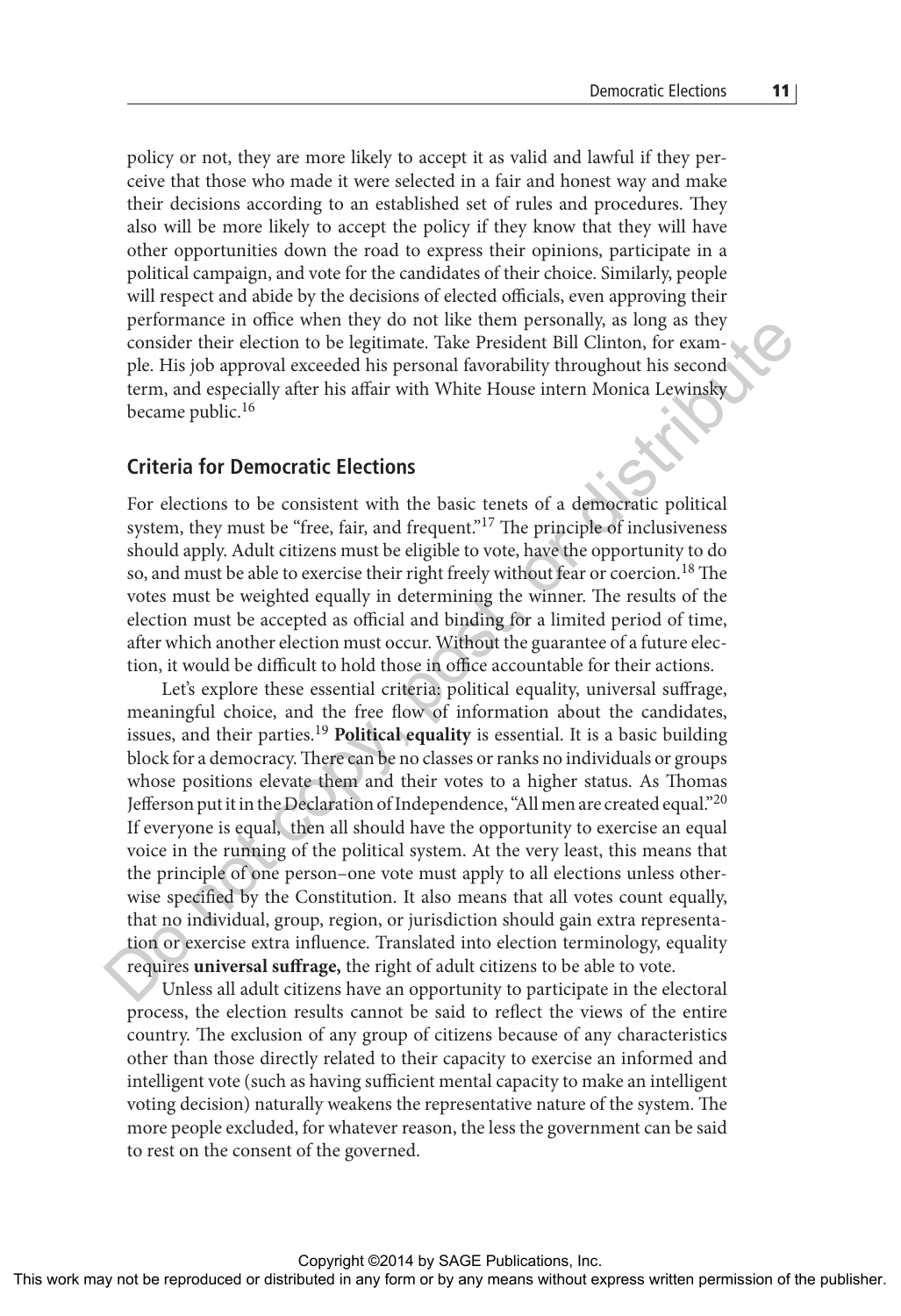policy or not, they are more likely to accept it as valid and lawful if they perceive that those who made it were selected in a fair and honest way and make their decisions according to an established set of rules and procedures. They also will be more likely to accept the policy if they know that they will have other opportunities down the road to express their opinions, participate in a political campaign, and vote for the candidates of their choice. Similarly, people will respect and abide by the decisions of elected officials, even approving their performance in office when they do not like them personally, as long as they consider their election to be legitimate. Take President Bill Clinton, for example. His job approval exceeded his personal favorability throughout his second term, and especially after his affair with White House intern Monica Lewinsky became public.[16]

## Criteria for Democratic Elections

For elections to be consistent with the basic tenets of a democratic political system, they must be "free, fair, and frequent."[17] The principle of inclusiveness should apply. Adult citizens must be eligible to vote, have the opportunity to do so, and must be able to exercise their right freely without fear or coercion.[18] The votes must be weighted equally in determining the winner. The results of the election must be accepted as official and binding for a limited period of time, after which another election must occur. Without the guarantee of a future election, it would be difficult to hold those in office accountable for their actions.

Let's explore these essential criteria: political equality, universal suffrage, meaningful choice, and the free flow of information about the candidates, issues, and their parties.[19] **Political equality** is essential. It is a basic building block for a democracy. There can be no classes or ranks no individuals or groups whose positions elevate them and their votes to a higher status. As Thomas Jefferson put it in the Declaration of Independence, "All men are created equal."[20] If everyone is equal, then all should have the opportunity to exercise an equal voice in the running of the political system. At the very least, this means that the principle of one person–one vote must apply to all elections unless otherwise specified by the Constitution. It also means that all votes count equally, that no individual, group, region, or jurisdiction should gain extra representation or exercise extra influence. Translated into election terminology, equality requires **universal suffrage,** the right of adult citizens to be able to vote.

Unless all adult citizens have an opportunity to participate in the electoral process, the election results cannot be said to reflect the views of the entire country. The exclusion of any group of citizens because of any characteristics other than those directly related to their capacity to exercise an informed and intelligent vote (such as having sufficient mental capacity to make an intelligent voting decision) naturally weakens the representative nature of the system. The more people excluded, for whatever reason, the less the government can be said to rest on the consent of the governed.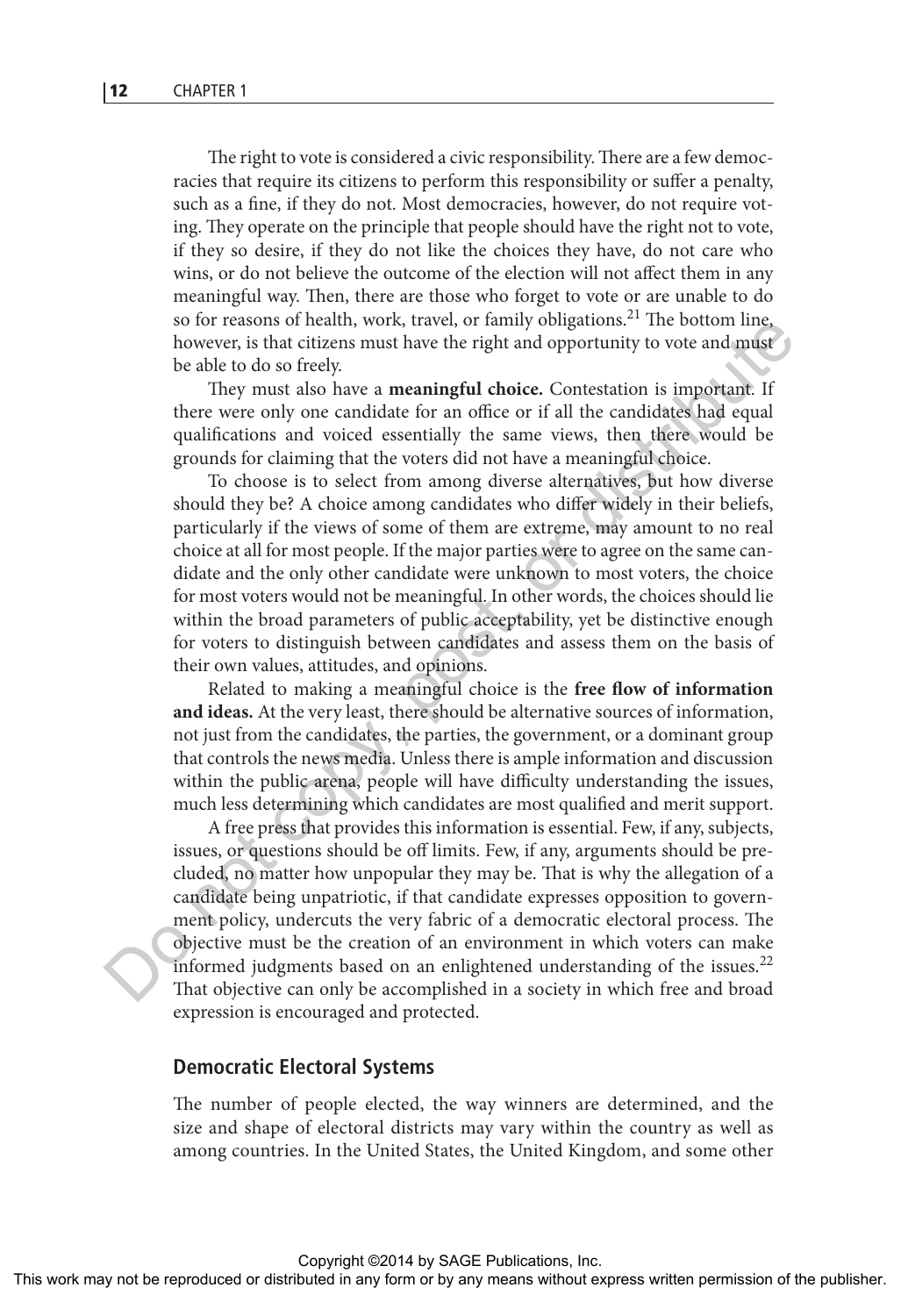The right to vote is considered a civic responsibility. There are a few democracies that require its citizens to perform this responsibility or suffer a penalty, such as a fine, if they do not. Most democracies, however, do not require voting. They operate on the principle that people should have the right not to vote, if they so desire, if they do not like the choices they have, do not care who wins, or do not believe the outcome of the election will not affect them in any meaningful way. Then, there are those who forget to vote or are unable to do so for reasons of health, work, travel, or family obligations.[21] The bottom line, however, is that citizens must have the right and opportunity to vote and must be able to do so freely.

They must also have a **meaningful choice.** Contestation is important. If there were only one candidate for an office or if all the candidates had equal qualifications and voiced essentially the same views, then there would be grounds for claiming that the voters did not have a meaningful choice.

To choose is to select from among diverse alternatives, but how diverse should they be? A choice among candidates who differ widely in their beliefs, particularly if the views of some of them are extreme, may amount to no real choice at all for most people. If the major parties were to agree on the same candidate and the only other candidate were unknown to most voters, the choice for most voters would not be meaningful. In other words, the choices should lie within the broad parameters of public acceptability, yet be distinctive enough for voters to distinguish between candidates and assess them on the basis of their own values, attitudes, and opinions.

Related to making a meaningful choice is the **free flow of information and ideas.** At the very least, there should be alternative sources of information, not just from the candidates, the parties, the government, or a dominant group that controls the news media. Unless there is ample information and discussion within the public arena, people will have difficulty understanding the issues, much less determining which candidates are most qualified and merit support.

A free press that provides this information is essential. Few, if any, subjects, issues, or questions should be off limits. Few, if any, arguments should be precluded, no matter how unpopular they may be. That is why the allegation of a candidate being unpatriotic, if that candidate expresses opposition to government policy, undercuts the very fabric of a democratic electoral process. The objective must be the creation of an environment in which voters can make informed judgments based on an enlightened understanding of the issues.[22] That objective can only be accomplished in a society in which free and broad expression is encouraged and protected.

## Democratic Electoral Systems

The number of people elected, the way winners are determined, and the size and shape of electoral districts may vary within the country as well as among countries. In the United States, the United Kingdom, and some other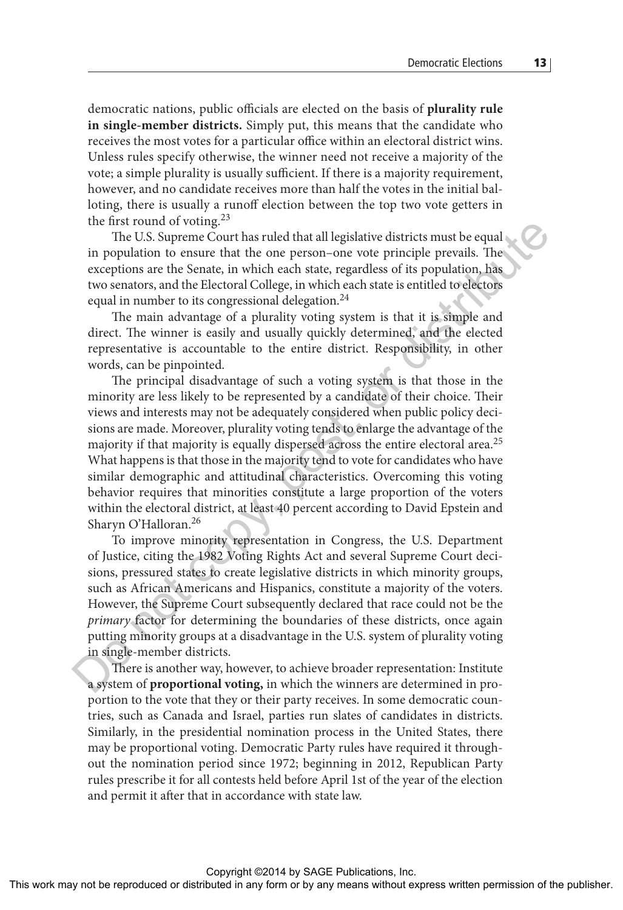democratic nations, public officials are elected on the basis of **plurality rule in single-member districts.** Simply put, this means that the candidate who receives the most votes for a particular office within an electoral district wins. Unless rules specify otherwise, the winner need not receive a majority of the vote; a simple plurality is usually sufficient. If there is a majority requirement, however, and no candidate receives more than half the votes in the initial balloting, there is usually a runoff election between the top two vote getters in the first round of voting.[23]

The U.S. Supreme Court has ruled that all legislative districts must be equal in population to ensure that the one person–one vote principle prevails. The exceptions are the Senate, in which each state, regardless of its population, has two senators, and the Electoral College, in which each state is entitled to electors equal in number to its congressional delegation.[24]

The main advantage of a plurality voting system is that it is simple and direct. The winner is easily and usually quickly determined, and the elected representative is accountable to the entire district. Responsibility, in other words, can be pinpointed.

The principal disadvantage of such a voting system is that those in the minority are less likely to be represented by a candidate of their choice. Their views and interests may not be adequately considered when public policy decisions are made. Moreover, plurality voting tends to enlarge the advantage of the majority if that majority is equally dispersed across the entire electoral area.[25] What happens is that those in the majority tend to vote for candidates who have similar demographic and attitudinal characteristics. Overcoming this voting behavior requires that minorities constitute a large proportion of the voters within the electoral district, at least 40 percent according to David Epstein and Sharyn O'Halloran.[26]

To improve minority representation in Congress, the U.S. Department of Justice, citing the 1982 Voting Rights Act and several Supreme Court decisions, pressured states to create legislative districts in which minority groups, such as African Americans and Hispanics, constitute a majority of the voters. However, the Supreme Court subsequently declared that race could not be the *primary* factor for determining the boundaries of these districts, once again putting minority groups at a disadvantage in the U.S. system of plurality voting in single-member districts.

There is another way, however, to achieve broader representation: Institute a system of **proportional voting,** in which the winners are determined in proportion to the vote that they or their party receives. In some democratic countries, such as Canada and Israel, parties run slates of candidates in districts. Similarly, in the presidential nomination process in the United States, there may be proportional voting. Democratic Party rules have required it throughout the nomination period since 1972; beginning in 2012, Republican Party rules prescribe it for all contests held before April 1st of the year of the election and permit it after that in accordance with state law.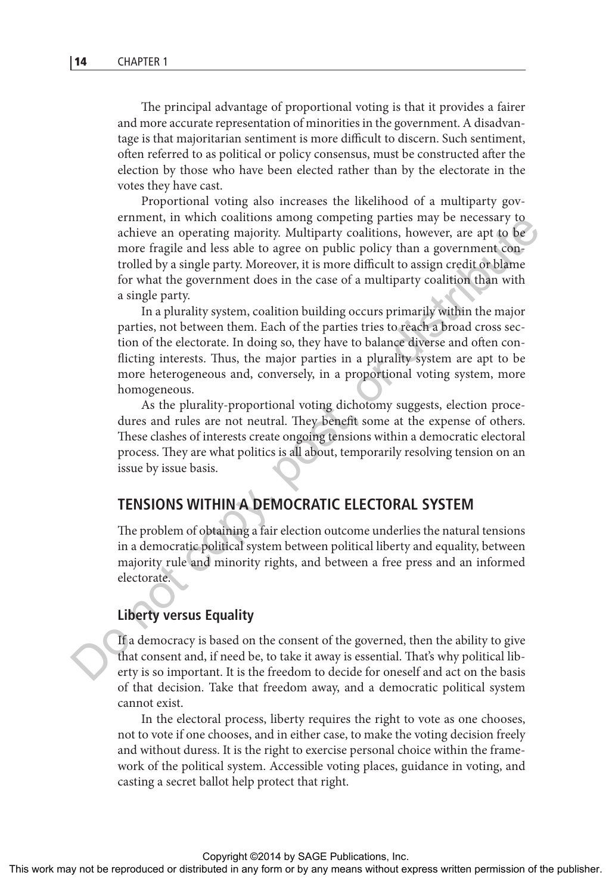The principal advantage of proportional voting is that it provides a fairer and more accurate representation of minorities in the government. A disadvantage is that majoritarian sentiment is more difficult to discern. Such sentiment, often referred to as political or policy consensus, must be constructed after the election by those who have been elected rather than by the electorate in the votes they have cast.

Proportional voting also increases the likelihood of a multiparty government, in which coalitions among competing parties may be necessary to achieve an operating majority. Multiparty coalitions, however, are apt to be more fragile and less able to agree on public policy than a government controlled by a single party. Moreover, it is more difficult to assign credit or blame for what the government does in the case of a multiparty coalition than with a single party.

In a plurality system, coalition building occurs primarily within the major parties, not between them. Each of the parties tries to reach a broad cross section of the electorate. In doing so, they have to balance diverse and often conflicting interests. Thus, the major parties in a plurality system are apt to be more heterogeneous and, conversely, in a proportional voting system, more homogeneous.

As the plurality-proportional voting dichotomy suggests, election procedures and rules are not neutral. They benefit some at the expense of others. These clashes of interests create ongoing tensions within a democratic electoral process. They are what politics is all about, temporarily resolving tension on an issue by issue basis.

## TENSIONS WITHIN A DEMOCRATIC ELECTORAL SYSTEM

The problem of obtaining a fair election outcome underlies the natural tensions in a democratic political system between political liberty and equality, between majority rule and minority rights, and between a free press and an informed electorate.

### Liberty versus Equality

If a democracy is based on the consent of the governed, then the ability to give that consent and, if need be, to take it away is essential. That's why political liberty is so important. It is the freedom to decide for oneself and act on the basis of that decision. Take that freedom away, and a democratic political system cannot exist.

In the electoral process, liberty requires the right to vote as one chooses, not to vote if one chooses, and in either case, to make the voting decision freely and without duress. It is the right to exercise personal choice within the framework of the political system. Accessible voting places, guidance in voting, and casting a secret ballot help protect that right.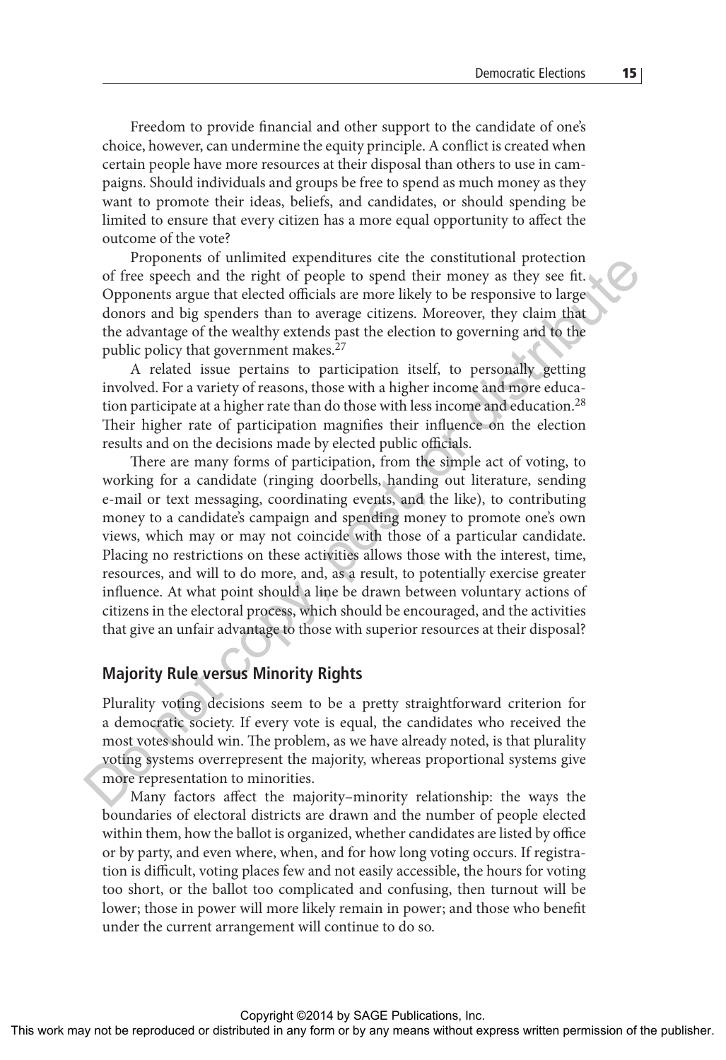Freedom to provide financial and other support to the candidate of one's choice, however, can undermine the equity principle. A conflict is created when certain people have more resources at their disposal than others to use in campaigns. Should individuals and groups be free to spend as much money as they want to promote their ideas, beliefs, and candidates, or should spending be limited to ensure that every citizen has a more equal opportunity to affect the outcome of the vote?

Proponents of unlimited expenditures cite the constitutional protection of free speech and the right of people to spend their money as they see fit. Opponents argue that elected officials are more likely to be responsive to large donors and big spenders than to average citizens. Moreover, they claim that the advantage of the wealthy extends past the election to governing and to the public policy that government makes.[27]

A related issue pertains to participation itself, to personally getting involved. For a variety of reasons, those with a higher income and more education participate at a higher rate than do those with less income and education.[28] Their higher rate of participation magnifies their influence on the election results and on the decisions made by elected public officials.

There are many forms of participation, from the simple act of voting, to working for a candidate (ringing doorbells, handing out literature, sending e-mail or text messaging, coordinating events, and the like), to contributing money to a candidate's campaign and spending money to promote one's own views, which may or may not coincide with those of a particular candidate. Placing no restrictions on these activities allows those with the interest, time, resources, and will to do more, and, as a result, to potentially exercise greater influence. At what point should a line be drawn between voluntary actions of citizens in the electoral process, which should be encouraged, and the activities that give an unfair advantage to those with superior resources at their disposal?

## Majority Rule versus Minority Rights

Plurality voting decisions seem to be a pretty straightforward criterion for a democratic society. If every vote is equal, the candidates who received the most votes should win. The problem, as we have already noted, is that plurality voting systems overrepresent the majority, whereas proportional systems give more representation to minorities.

Many factors affect the majority–minority relationship: the ways the boundaries of electoral districts are drawn and the number of people elected within them, how the ballot is organized, whether candidates are listed by office or by party, and even where, when, and for how long voting occurs. If registration is difficult, voting places few and not easily accessible, the hours for voting too short, or the ballot too complicated and confusing, then turnout will be lower; those in power will more likely remain in power; and those who benefit under the current arrangement will continue to do so.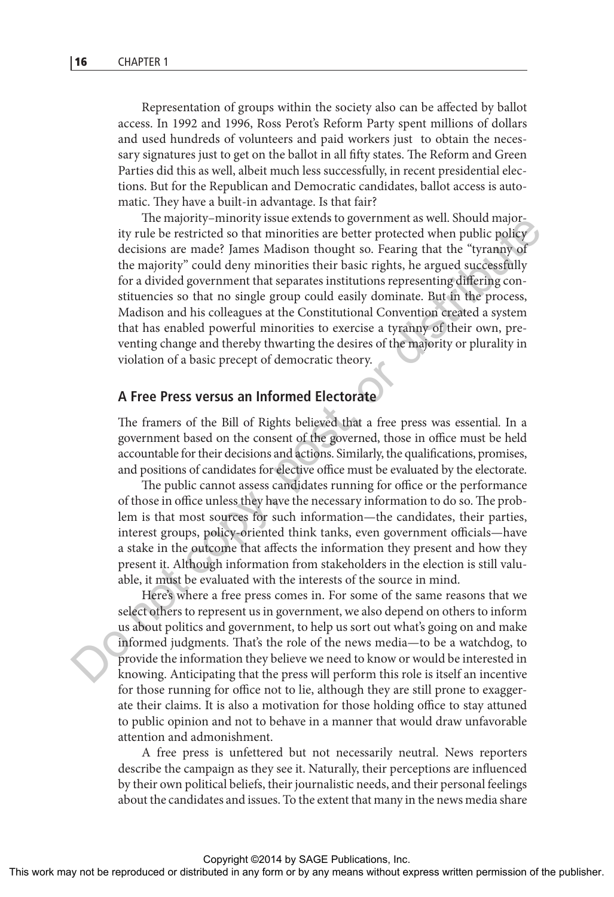Representation of groups within the society also can be affected by ballot access. In 1992 and 1996, Ross Perot's Reform Party spent millions of dollars and used hundreds of volunteers and paid workers just to obtain the necessary signatures just to get on the ballot in all fifty states. The Reform and Green Parties did this as well, albeit much less successfully, in recent presidential elections. But for the Republican and Democratic candidates, ballot access is automatic. They have a built-in advantage. Is that fair?

The majority–minority issue extends to government as well. Should majority rule be restricted so that minorities are better protected when public policy decisions are made? James Madison thought so. Fearing that the "tyranny of the majority" could deny minorities their basic rights, he argued successfully for a divided government that separates institutions representing differing constituencies so that no single group could easily dominate. But in the process, Madison and his colleagues at the Constitutional Convention created a system that has enabled powerful minorities to exercise a tyranny of their own, preventing change and thereby thwarting the desires of the majority or plurality in violation of a basic precept of democratic theory.

## A Free Press versus an Informed Electorate

The framers of the Bill of Rights believed that a free press was essential. In a government based on the consent of the governed, those in office must be held accountable for their decisions and actions. Similarly, the qualifications, promises, and positions of candidates for elective office must be evaluated by the electorate.

The public cannot assess candidates running for office or the performance of those in office unless they have the necessary information to do so. The problem is that most sources for such information—the candidates, their parties, interest groups, policy-oriented think tanks, even government officials—have a stake in the outcome that affects the information they present and how they present it. Although information from stakeholders in the election is still valuable, it must be evaluated with the interests of the source in mind.

Here's where a free press comes in. For some of the same reasons that we select others to represent us in government, we also depend on others to inform us about politics and government, to help us sort out what's going on and make informed judgments. That's the role of the news media—to be a watchdog, to provide the information they believe we need to know or would be interested in knowing. Anticipating that the press will perform this role is itself an incentive for those running for office not to lie, although they are still prone to exaggerate their claims. It is also a motivation for those holding office to stay attuned to public opinion and not to behave in a manner that would draw unfavorable attention and admonishment.

A free press is unfettered but not necessarily neutral. News reporters describe the campaign as they see it. Naturally, their perceptions are influenced by their own political beliefs, their journalistic needs, and their personal feelings about the candidates and issues. To the extent that many in the news media share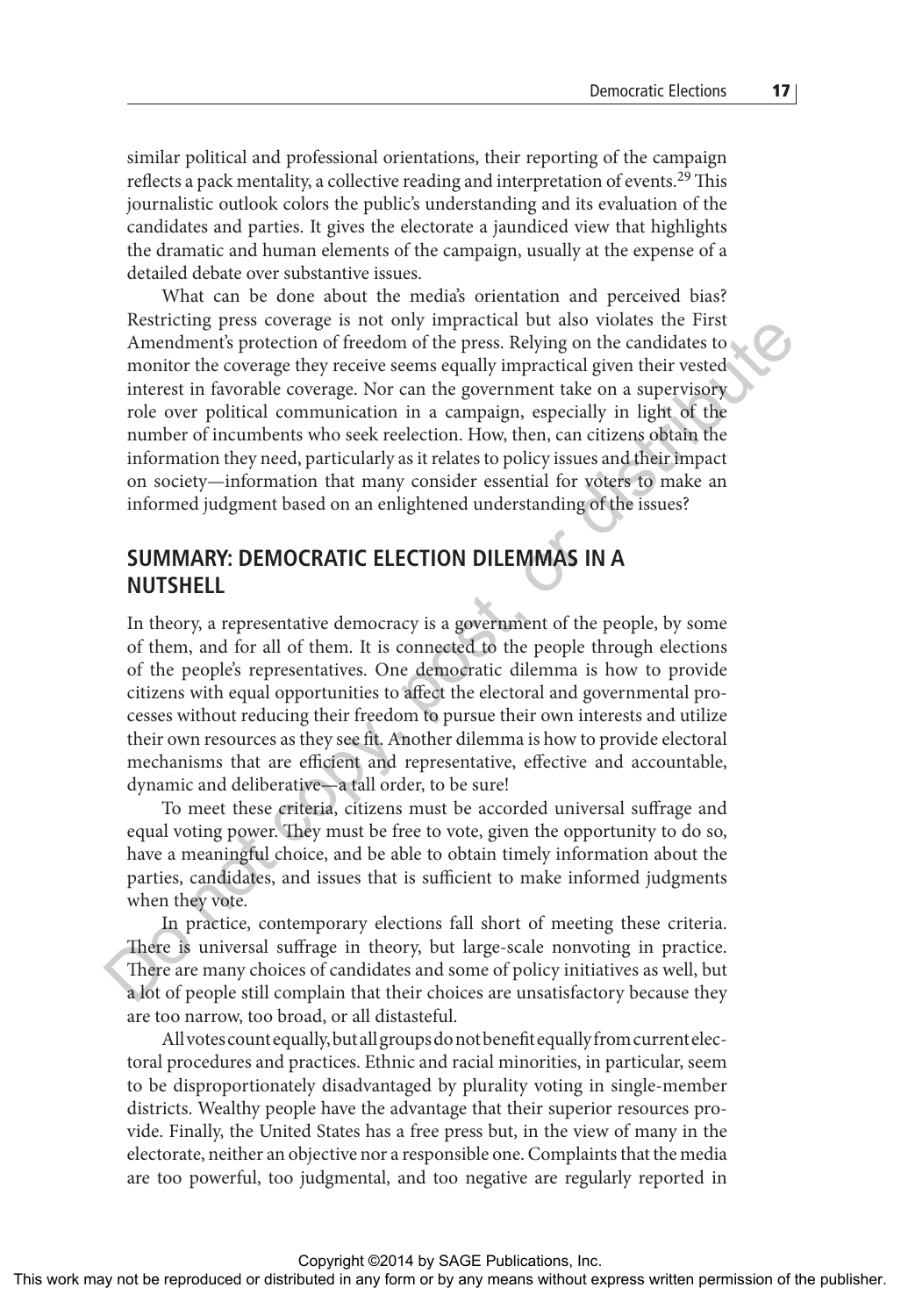similar political and professional orientations, their reporting of the campaign reflects a pack mentality, a collective reading and interpretation of events.[29] This journalistic outlook colors the public's understanding and its evaluation of the candidates and parties. It gives the electorate a jaundiced view that highlights the dramatic and human elements of the campaign, usually at the expense of a detailed debate over substantive issues.

What can be done about the media's orientation and perceived bias? Restricting press coverage is not only impractical but also violates the First Amendment's protection of freedom of the press. Relying on the candidates to monitor the coverage they receive seems equally impractical given their vested interest in favorable coverage. Nor can the government take on a supervisory role over political communication in a campaign, especially in light of the number of incumbents who seek reelection. How, then, can citizens obtain the information they need, particularly as it relates to policy issues and their impact on society—information that many consider essential for voters to make an informed judgment based on an enlightened understanding of the issues?

## SUMMARY: DEMOCRATIC ELECTION DILEMMAS IN A NUTSHELL

In theory, a representative democracy is a government of the people, by some of them, and for all of them. It is connected to the people through elections of the people's representatives. One democratic dilemma is how to provide citizens with equal opportunities to affect the electoral and governmental processes without reducing their freedom to pursue their own interests and utilize their own resources as they see fit. Another dilemma is how to provide electoral mechanisms that are efficient and representative, effective and accountable, dynamic and deliberative—a tall order, to be sure!

To meet these criteria, citizens must be accorded universal suffrage and equal voting power. They must be free to vote, given the opportunity to do so, have a meaningful choice, and be able to obtain timely information about the parties, candidates, and issues that is sufficient to make informed judgments when they vote.

In practice, contemporary elections fall short of meeting these criteria. There is universal suffrage in theory, but large-scale nonvoting in practice. There are many choices of candidates and some of policy initiatives as well, but a lot of people still complain that their choices are unsatisfactory because they are too narrow, too broad, or all distasteful.

All votes count equally, but all groups do not benefit equally from current electoral procedures and practices. Ethnic and racial minorities, in particular, seem to be disproportionately disadvantaged by plurality voting in single-member districts. Wealthy people have the advantage that their superior resources provide. Finally, the United States has a free press but, in the view of many in the electorate, neither an objective nor a responsible one. Complaints that the media are too powerful, too judgmental, and too negative are regularly reported in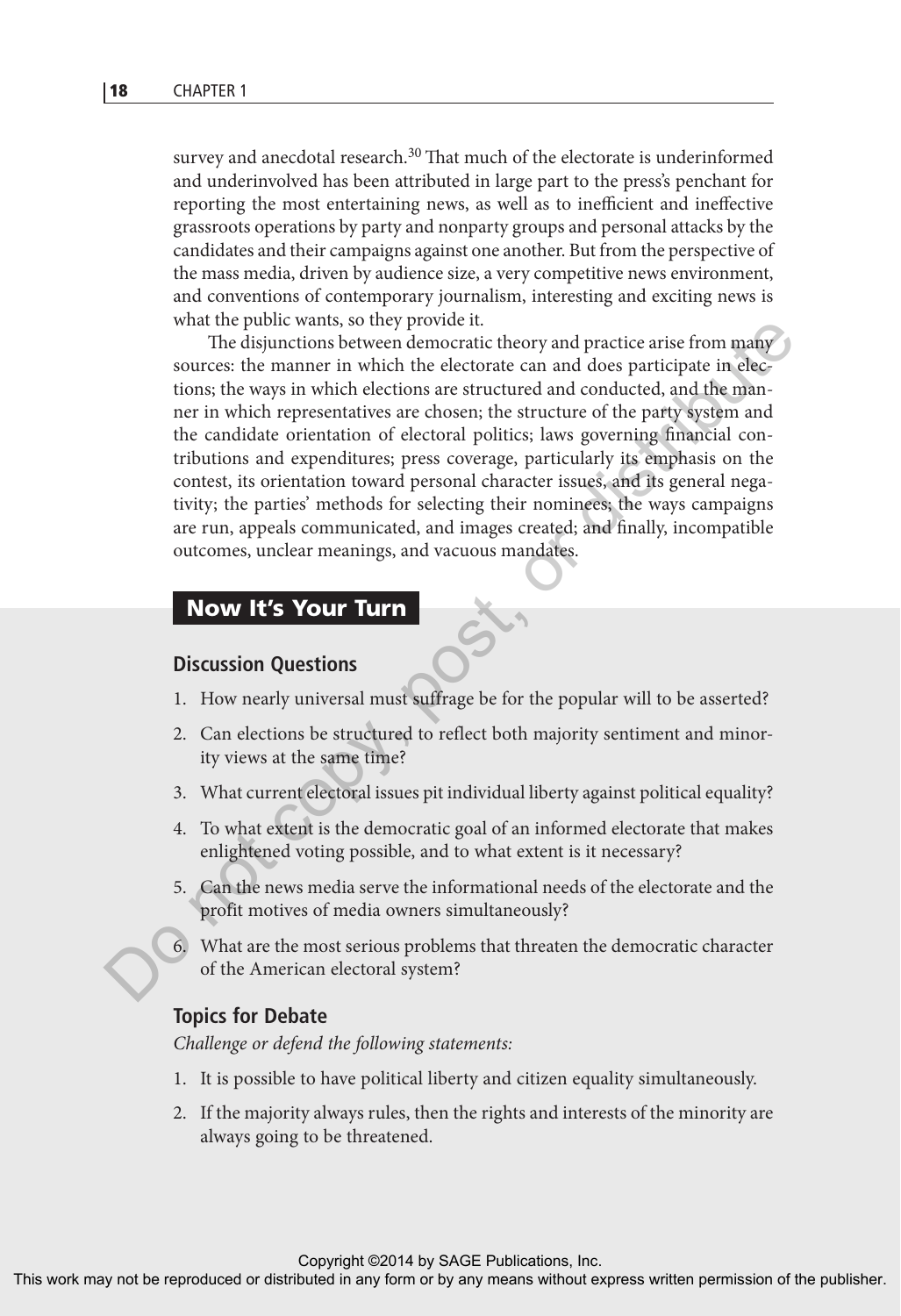survey and anecdotal research.[30] That much of the electorate is underinformed and underinvolved has been attributed in large part to the press's penchant for reporting the most entertaining news, as well as to inefficient and ineffective grassroots operations by party and nonparty groups and personal attacks by the candidates and their campaigns against one another. But from the perspective of the mass media, driven by audience size, a very competitive news environment, and conventions of contemporary journalism, interesting and exciting news is what the public wants, so they provide it.

The disjunctions between democratic theory and practice arise from many sources: the manner in which the electorate can and does participate in elections; the ways in which elections are structured and conducted, and the manner in which representatives are chosen; the structure of the party system and the candidate orientation of electoral politics; laws governing financial contributions and expenditures; press coverage, particularly its emphasis on the contest, its orientation toward personal character issues, and its general negativity; the parties' methods for selecting their nominees; the ways campaigns are run, appeals communicated, and images created; and finally, incompatible outcomes, unclear meanings, and vacuous mandates.

## Now It's Your Turn

### Discussion Questions

1. How nearly universal must suffrage be for the popular will to be asserted?
2. Can elections be structured to reflect both majority sentiment and minority views at the same time?
3. What current electoral issues pit individual liberty against political equality?
4. To what extent is the democratic goal of an informed electorate that makes enlightened voting possible, and to what extent is it necessary?
5. Can the news media serve the informational needs of the electorate and the profit motives of media owners simultaneously?
6. What are the most serious problems that threaten the democratic character of the American electoral system?

### Topics for Debate

*Challenge or defend the following statements:*

1. It is possible to have political liberty and citizen equality simultaneously.
2. If the majority always rules, then the rights and interests of the minority are always going to be threatened.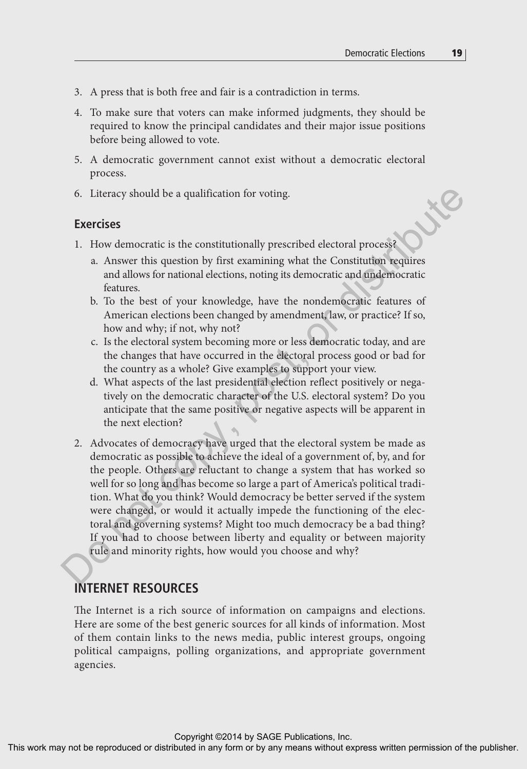3. A press that is both free and fair is a contradiction in terms.
4. To make sure that voters can make informed judgments, they should be required to know the principal candidates and their major issue positions before being allowed to vote.
5. A democratic government cannot exist without a democratic electoral process.
6. Literacy should be a qualification for voting.

### Exercises

1. How democratic is the constitutionally prescribed electoral process?
   a. Answer this question by first examining what the Constitution requires and allows for national elections, noting its democratic and undemocratic features.
   b. To the best of your knowledge, have the nondemocratic features of American elections been changed by amendment, law, or practice? If so, how and why; if not, why not?
   c. Is the electoral system becoming more or less democratic today, and are the changes that have occurred in the electoral process good or bad for the country as a whole? Give examples to support your view.
   d. What aspects of the last presidential election reflect positively or negatively on the democratic character of the U.S. electoral system? Do you anticipate that the same positive or negative aspects will be apparent in the next election?
2. Advocates of democracy have urged that the electoral system be made as democratic as possible to achieve the ideal of a government of, by, and for the people. Others are reluctant to change a system that has worked so well for so long and has become so large a part of America's political tradition. What do you think? Would democracy be better served if the system were changed, or would it actually impede the functioning of the electoral and governing systems? Might too much democracy be a bad thing? If you had to choose between liberty and equality or between majority rule and minority rights, how would you choose and why?

## INTERNET RESOURCES

The Internet is a rich source of information on campaigns and elections. Here are some of the best generic sources for all kinds of information. Most of them contain links to the news media, public interest groups, ongoing political campaigns, polling organizations, and appropriate government agencies.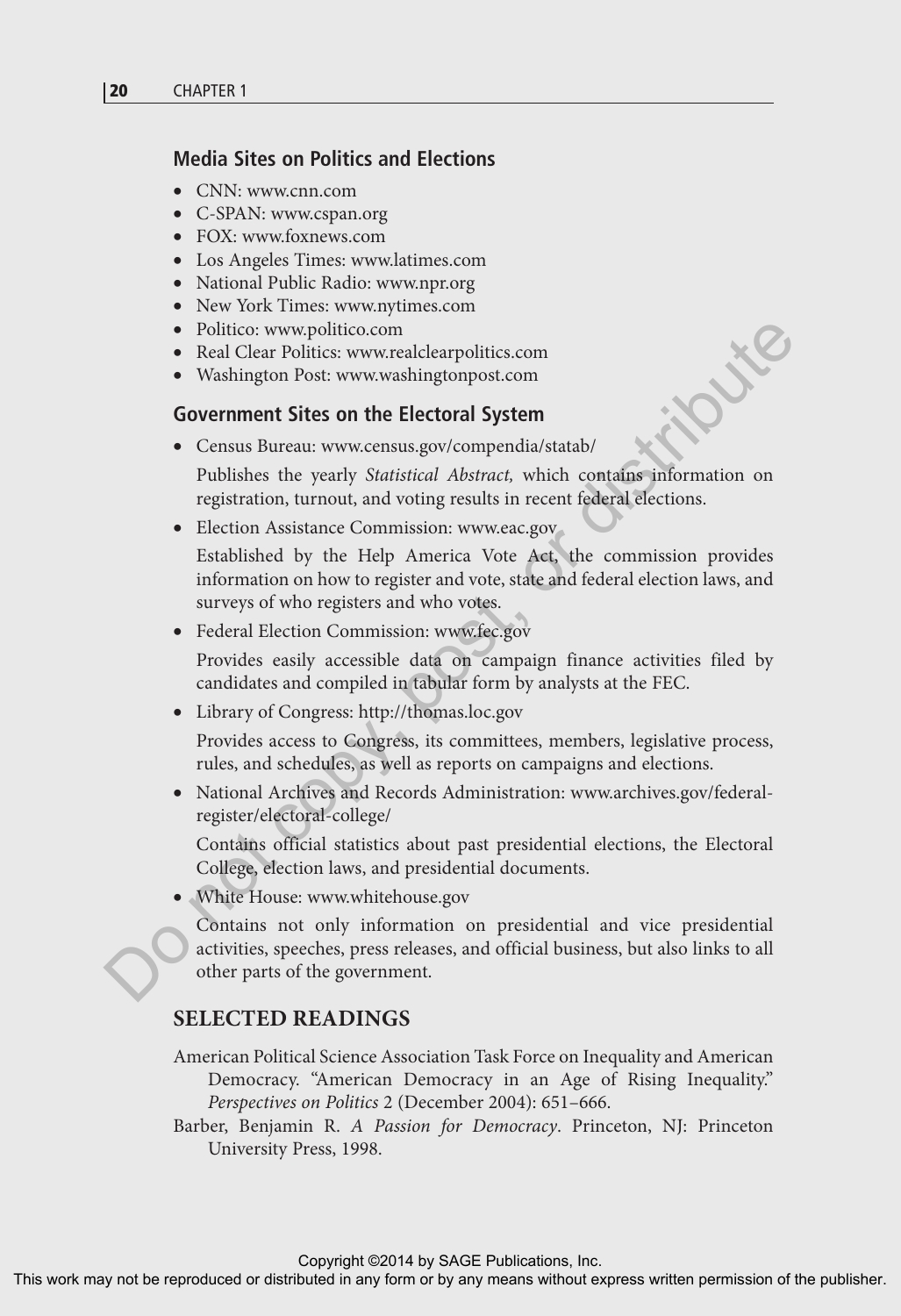### Media Sites on Politics and Elections

- CNN: www.cnn.com
- C-SPAN: www.cspan.org
- FOX: www.foxnews.com
- Los Angeles Times: www.latimes.com
- National Public Radio: www.npr.org
- New York Times: www.nytimes.com
- Politico: www.politico.com
- Real Clear Politics: www.realclearpolitics.com
- Washington Post: www.washingtonpost.com

### Government Sites on the Electoral System

- Census Bureau: www.census.gov/compendia/statab/

  Publishes the yearly *Statistical Abstract,* which contains information on registration, turnout, and voting results in recent federal elections.

- Election Assistance Commission: www.eac.gov

  Established by the Help America Vote Act, the commission provides information on how to register and vote, state and federal election laws, and surveys of who registers and who votes.

- Federal Election Commission: www.fec.gov

  Provides easily accessible data on campaign finance activities filed by candidates and compiled in tabular form by analysts at the FEC.

- Library of Congress: http://thomas.loc.gov

  Provides access to Congress, its committees, members, legislative process, rules, and schedules, as well as reports on campaigns and elections.

- National Archives and Records Administration: www.archives.gov/federal-register/electoral-college/

  Contains official statistics about past presidential elections, the Electoral College, election laws, and presidential documents.

- White House: www.whitehouse.gov

  Contains not only information on presidential and vice presidential activities, speeches, press releases, and official business, but also links to all other parts of the government.

## SELECTED READINGS

American Political Science Association Task Force on Inequality and American Democracy. "American Democracy in an Age of Rising Inequality." *Perspectives on Politics* 2 (December 2004): 651–666.

Barber, Benjamin R. *A Passion for Democracy*. Princeton, NJ: Princeton University Press, 1998.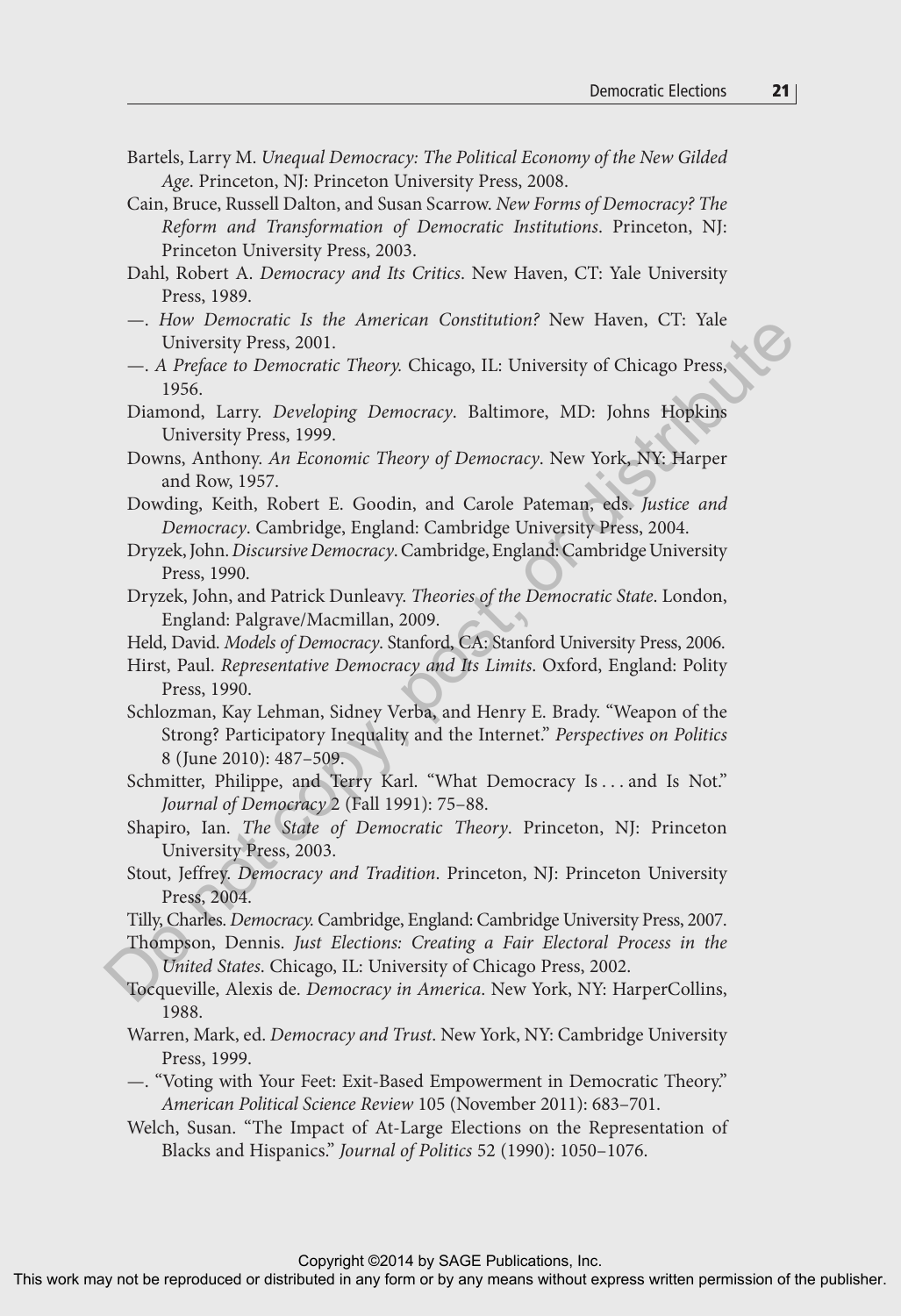Bartels, Larry M. *Unequal Democracy: The Political Economy of the New Gilded Age*. Princeton, NJ: Princeton University Press, 2008.

Cain, Bruce, Russell Dalton, and Susan Scarrow. *New Forms of Democracy? The Reform and Transformation of Democratic Institutions*. Princeton, NJ: Princeton University Press, 2003.

Dahl, Robert A. *Democracy and Its Critics*. New Haven, CT: Yale University Press, 1989.

—. *How Democratic Is the American Constitution?* New Haven, CT: Yale University Press, 2001.

—. *A Preface to Democratic Theory.* Chicago, IL: University of Chicago Press, 1956.

Diamond, Larry. *Developing Democracy*. Baltimore, MD: Johns Hopkins University Press, 1999.

Downs, Anthony. *An Economic Theory of Democracy*. New York, NY: Harper and Row, 1957.

Dowding, Keith, Robert E. Goodin, and Carole Pateman, eds. *Justice and Democracy*. Cambridge, England: Cambridge University Press, 2004.

Dryzek, John. *Discursive Democracy*. Cambridge, England: Cambridge University Press, 1990.

Dryzek, John, and Patrick Dunleavy. *Theories of the Democratic State*. London, England: Palgrave/Macmillan, 2009.

Held, David. *Models of Democracy*. Stanford, CA: Stanford University Press, 2006.

Hirst, Paul. *Representative Democracy and Its Limits*. Oxford, England: Polity Press, 1990.

Schlozman, Kay Lehman, Sidney Verba, and Henry E. Brady. "Weapon of the Strong? Participatory Inequality and the Internet." *Perspectives on Politics* 8 (June 2010): 487–509.

Schmitter, Philippe, and Terry Karl. "What Democracy Is . . . and Is Not." *Journal of Democracy* 2 (Fall 1991): 75–88.

Shapiro, Ian. *The State of Democratic Theory*. Princeton, NJ: Princeton University Press, 2003.

Stout, Jeffrey. *Democracy and Tradition*. Princeton, NJ: Princeton University Press, 2004.

Tilly, Charles. *Democracy.* Cambridge, England: Cambridge University Press, 2007.

Thompson, Dennis. *Just Elections: Creating a Fair Electoral Process in the United States*. Chicago, IL: University of Chicago Press, 2002.

Tocqueville, Alexis de. *Democracy in America*. New York, NY: HarperCollins, 1988.

Warren, Mark, ed. *Democracy and Trust*. New York, NY: Cambridge University Press, 1999.

—. "Voting with Your Feet: Exit-Based Empowerment in Democratic Theory." *American Political Science Review* 105 (November 2011): 683–701.

Welch, Susan. "The Impact of At-Large Elections on the Representation of Blacks and Hispanics." *Journal of Politics* 52 (1990): 1050–1076.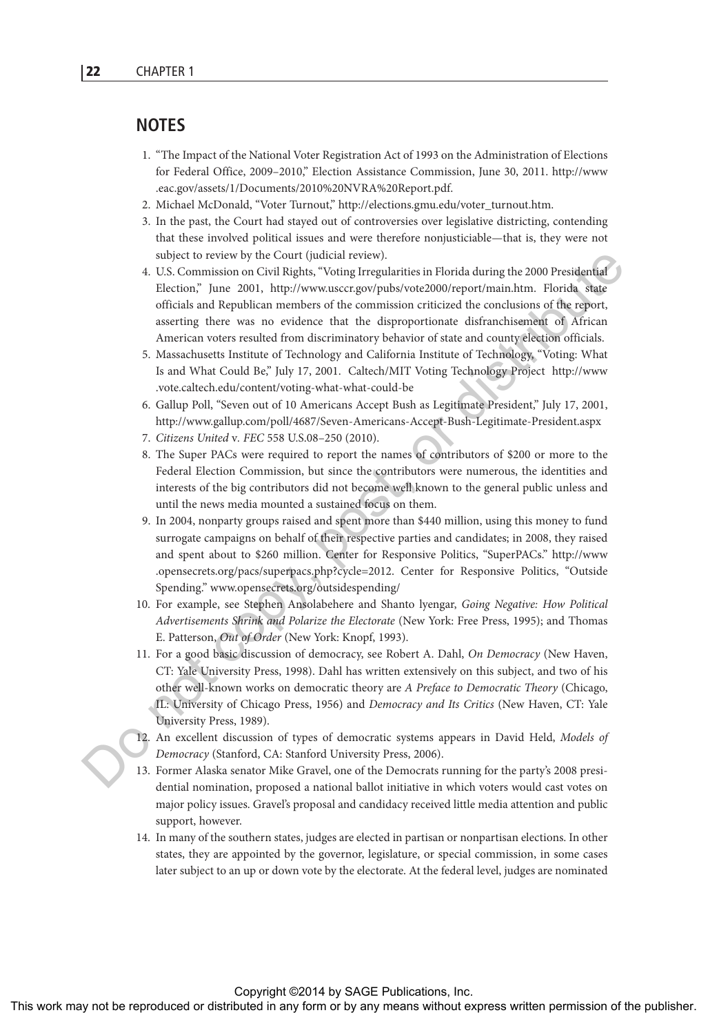## NOTES

1. "The Impact of the National Voter Registration Act of 1993 on the Administration of Elections for Federal Office, 2009–2010," Election Assistance Commission, June 30, 2011. http://www.eac.gov/assets/1/Documents/2010%20NVRA%20Report.pdf.
2. Michael McDonald, "Voter Turnout," http://elections.gmu.edu/voter_turnout.htm.
3. In the past, the Court had stayed out of controversies over legislative districting, contending that these involved political issues and were therefore nonjusticiable—that is, they were not subject to review by the Court (judicial review).
4. U.S. Commission on Civil Rights, "Voting Irregularities in Florida during the 2000 Presidential Election," June 2001, http://www.usccr.gov/pubs/vote2000/report/main.htm. Florida state officials and Republican members of the commission criticized the conclusions of the report, asserting there was no evidence that the disproportionate disfranchisement of African American voters resulted from discriminatory behavior of state and county election officials.
5. Massachusetts Institute of Technology and California Institute of Technology, "Voting: What Is and What Could Be," July 17, 2001. Caltech/MIT Voting Technology Project http://www.vote.caltech.edu/content/voting-what-what-could-be
6. Gallup Poll, "Seven out of 10 Americans Accept Bush as Legitimate President," July 17, 2001, http://www.gallup.com/poll/4687/Seven-Americans-Accept-Bush-Legitimate-President.aspx
7. *Citizens United* v. *FEC* 558 U.S.08–250 (2010).
8. The Super PACs were required to report the names of contributors of $200 or more to the Federal Election Commission, but since the contributors were numerous, the identities and interests of the big contributors did not become well known to the general public unless and until the news media mounted a sustained focus on them.
9. In 2004, nonparty groups raised and spent more than $440 million, using this money to fund surrogate campaigns on behalf of their respective parties and candidates; in 2008, they raised and spent about to $260 million. Center for Responsive Politics, "SuperPACs." http://www.opensecrets.org/pacs/superpacs.php?cycle=2012. Center for Responsive Politics, "Outside Spending." www.opensecrets.org/outsidespending/
10. For example, see Stephen Ansolabehere and Shanto lyengar, *Going Negative: How Political Advertisements Shrink and Polarize the Electorate* (New York: Free Press, 1995); and Thomas E. Patterson, *Out of Order* (New York: Knopf, 1993).
11. For a good basic discussion of democracy, see Robert A. Dahl, *On Democracy* (New Haven, CT: Yale University Press, 1998). Dahl has written extensively on this subject, and two of his other well-known works on democratic theory are *A Preface to Democratic Theory* (Chicago, IL: University of Chicago Press, 1956) and *Democracy and Its Critics* (New Haven, CT: Yale University Press, 1989).
12. An excellent discussion of types of democratic systems appears in David Held, *Models of Democracy* (Stanford, CA: Stanford University Press, 2006).
13. Former Alaska senator Mike Gravel, one of the Democrats running for the party's 2008 presidential nomination, proposed a national ballot initiative in which voters would cast votes on major policy issues. Gravel's proposal and candidacy received little media attention and public support, however.
14. In many of the southern states, judges are elected in partisan or nonpartisan elections. In other states, they are appointed by the governor, legislature, or special commission, in some cases later subject to an up or down vote by the electorate. At the federal level, judges are nominated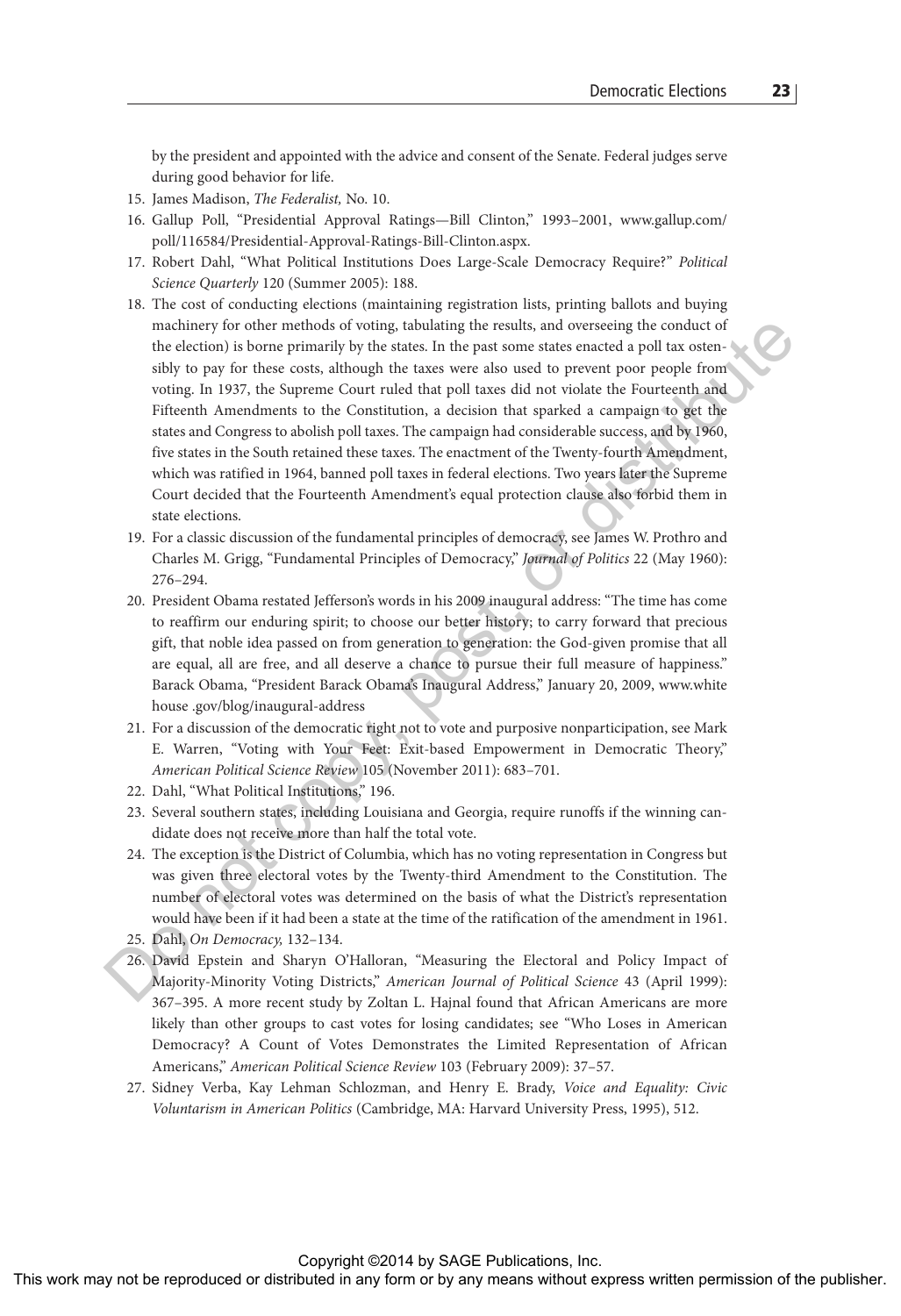by the president and appointed with the advice and consent of the Senate. Federal judges serve during good behavior for life.

15. James Madison, *The Federalist,* No. 10.
16. Gallup Poll, "Presidential Approval Ratings—Bill Clinton," 1993–2001, www.gallup.com/poll/116584/Presidential-Approval-Ratings-Bill-Clinton.aspx.
17. Robert Dahl, "What Political Institutions Does Large-Scale Democracy Require?" *Political Science Quarterly* 120 (Summer 2005): 188.
18. The cost of conducting elections (maintaining registration lists, printing ballots and buying machinery for other methods of voting, tabulating the results, and overseeing the conduct of the election) is borne primarily by the states. In the past some states enacted a poll tax ostensibly to pay for these costs, although the taxes were also used to prevent poor people from voting. In 1937, the Supreme Court ruled that poll taxes did not violate the Fourteenth and Fifteenth Amendments to the Constitution, a decision that sparked a campaign to get the states and Congress to abolish poll taxes. The campaign had considerable success, and by 1960, five states in the South retained these taxes. The enactment of the Twenty-fourth Amendment, which was ratified in 1964, banned poll taxes in federal elections. Two years later the Supreme Court decided that the Fourteenth Amendment's equal protection clause also forbid them in state elections.
19. For a classic discussion of the fundamental principles of democracy, see James W. Prothro and Charles M. Grigg, "Fundamental Principles of Democracy," *Journal of Politics* 22 (May 1960): 276–294.
20. President Obama restated Jefferson's words in his 2009 inaugural address: "The time has come to reaffirm our enduring spirit; to choose our better history; to carry forward that precious gift, that noble idea passed on from generation to generation: the God-given promise that all are equal, all are free, and all deserve a chance to pursue their full measure of happiness." Barack Obama, "President Barack Obama's Inaugural Address," January 20, 2009, www.whitehouse .gov/blog/inaugural-address
21. For a discussion of the democratic right not to vote and purposive nonparticipation, see Mark E. Warren, "Voting with Your Feet: Exit-based Empowerment in Democratic Theory," *American Political Science Review* 105 (November 2011): 683–701.
22. Dahl, "What Political Institutions," 196.
23. Several southern states, including Louisiana and Georgia, require runoffs if the winning candidate does not receive more than half the total vote.
24. The exception is the District of Columbia, which has no voting representation in Congress but was given three electoral votes by the Twenty-third Amendment to the Constitution. The number of electoral votes was determined on the basis of what the District's representation would have been if it had been a state at the time of the ratification of the amendment in 1961.
25. Dahl, *On Democracy,* 132–134.
26. David Epstein and Sharyn O'Halloran, "Measuring the Electoral and Policy Impact of Majority-Minority Voting Districts," *American Journal of Political Science* 43 (April 1999): 367–395. A more recent study by Zoltan L. Hajnal found that African Americans are more likely than other groups to cast votes for losing candidates; see "Who Loses in American Democracy? A Count of Votes Demonstrates the Limited Representation of African Americans," *American Political Science Review* 103 (February 2009): 37–57.
27. Sidney Verba, Kay Lehman Schlozman, and Henry E. Brady, *Voice and Equality: Civic Voluntarism in American Politics* (Cambridge, MA: Harvard University Press, 1995), 512.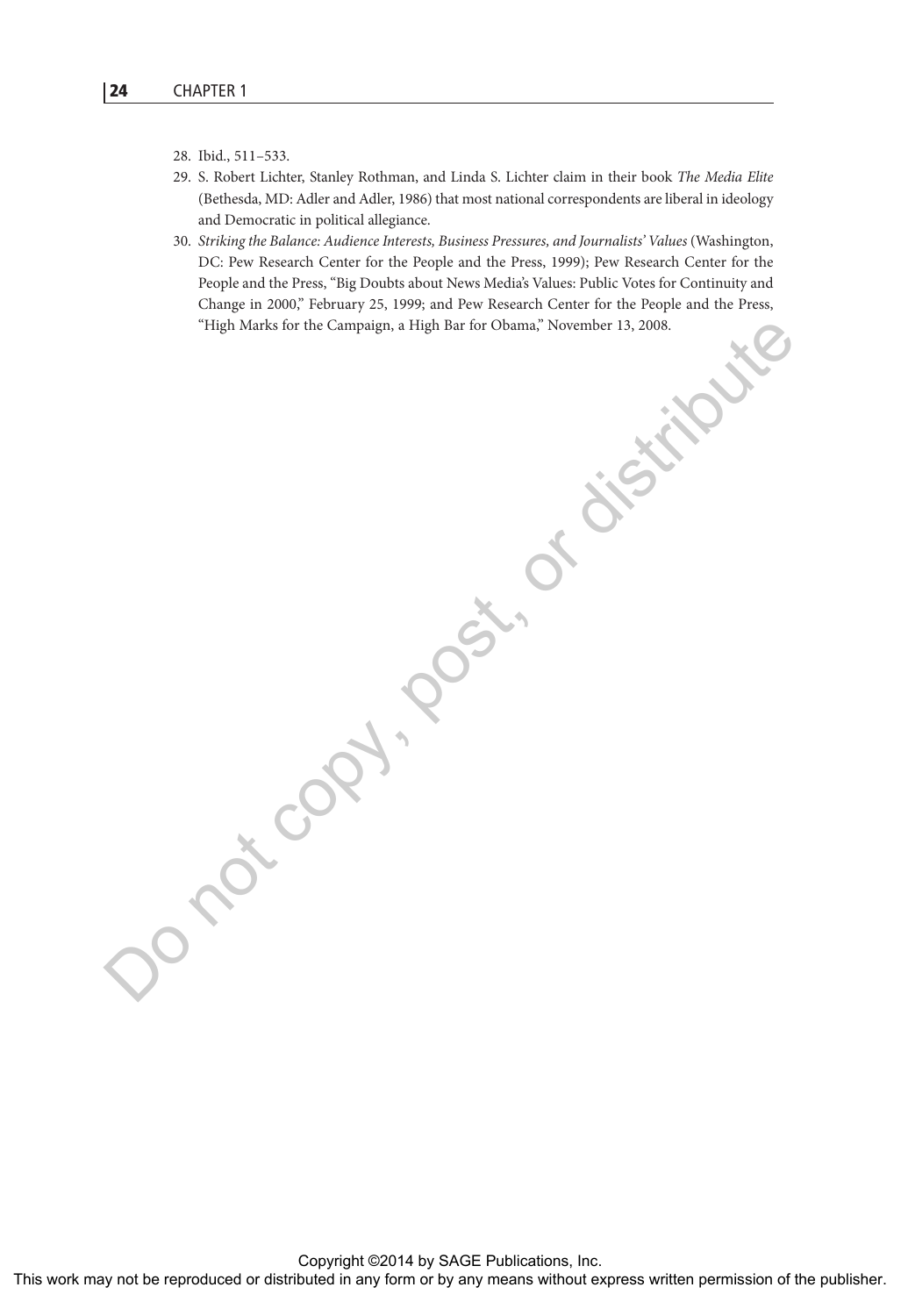28. Ibid., 511–533.
29. S. Robert Lichter, Stanley Rothman, and Linda S. Lichter claim in their book *The Media Elite* (Bethesda, MD: Adler and Adler, 1986) that most national correspondents are liberal in ideology and Democratic in political allegiance.
30. *Striking the Balance: Audience Interests, Business Pressures, and Journalists' Values* (Washington, DC: Pew Research Center for the People and the Press, 1999); Pew Research Center for the People and the Press, "Big Doubts about News Media's Values: Public Votes for Continuity and Change in 2000," February 25, 1999; and Pew Research Center for the People and the Press, "High Marks for the Campaign, a High Bar for Obama," November 13, 2008.